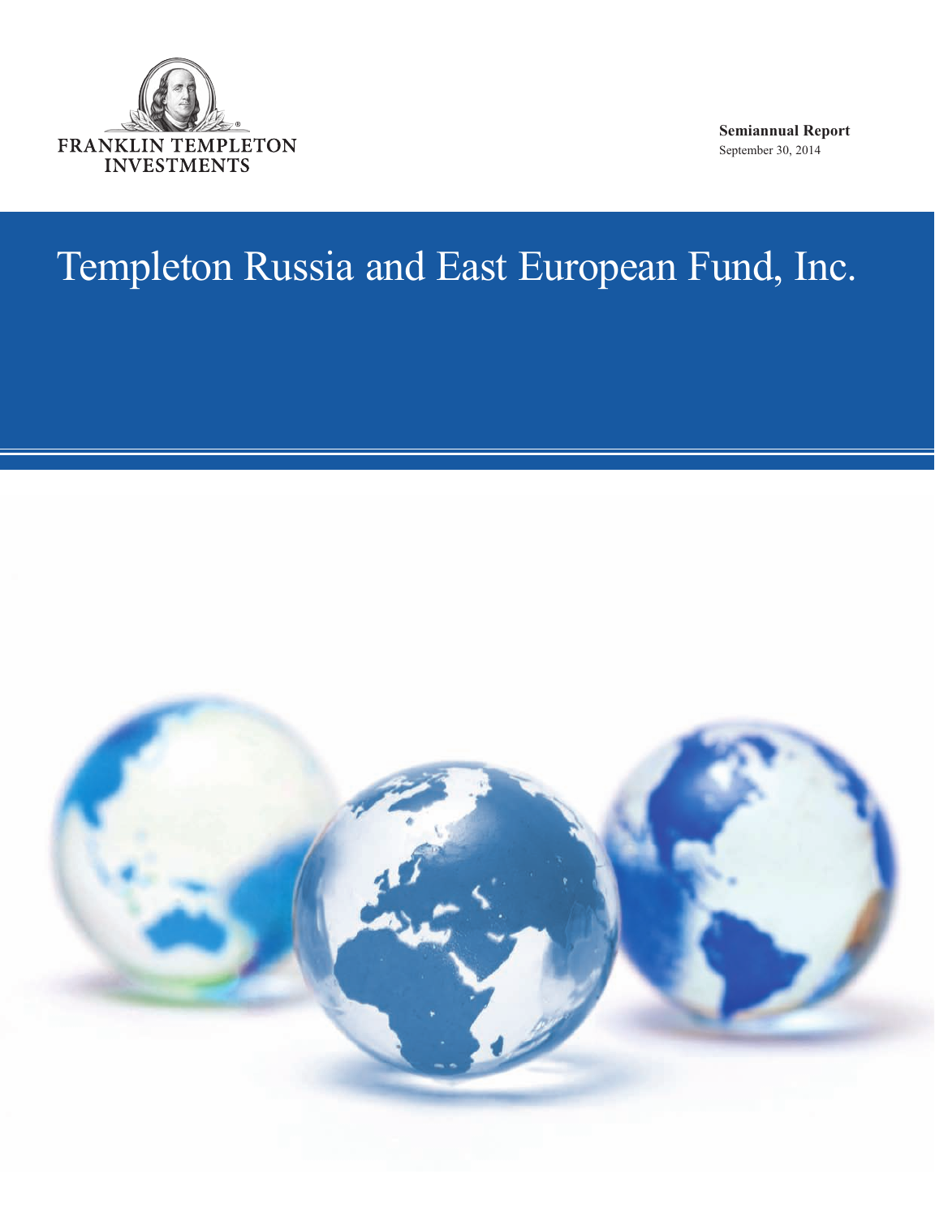FRANKLIN TEMPLETON INVESTMENTS

**Semiannual Report**
September 30, 2014

# Templeton Russia and East European Fund, Inc.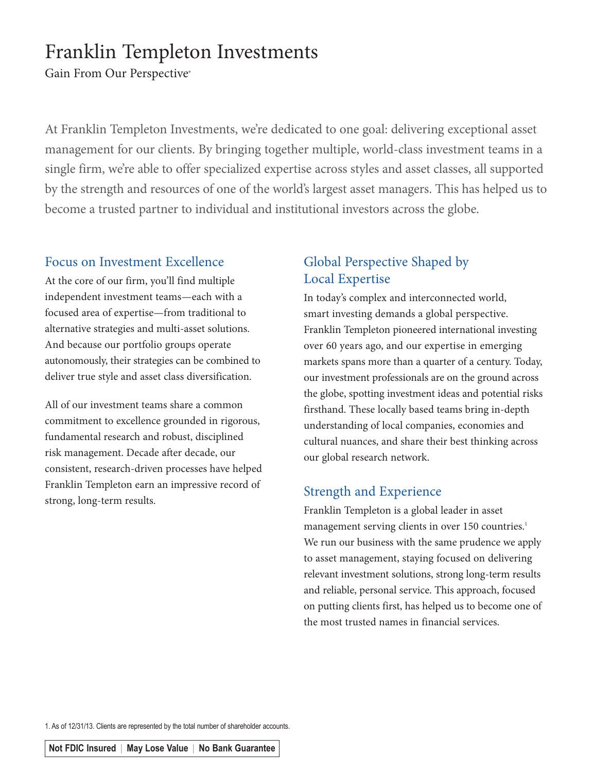# Franklin Templeton Investments

Gain From Our Perspective®

At Franklin Templeton Investments, we're dedicated to one goal: delivering exceptional asset management for our clients. By bringing together multiple, world-class investment teams in a single firm, we're able to offer specialized expertise across styles and asset classes, all supported by the strength and resources of one of the world's largest asset managers. This has helped us to become a trusted partner to individual and institutional investors across the globe.

## Focus on Investment Excellence

At the core of our firm, you'll find multiple independent investment teams—each with a focused area of expertise—from traditional to alternative strategies and multi-asset solutions. And because our portfolio groups operate autonomously, their strategies can be combined to deliver true style and asset class diversification.

All of our investment teams share a common commitment to excellence grounded in rigorous, fundamental research and robust, disciplined risk management. Decade after decade, our consistent, research-driven processes have helped Franklin Templeton earn an impressive record of strong, long-term results.

## Global Perspective Shaped by Local Expertise

In today's complex and interconnected world, smart investing demands a global perspective. Franklin Templeton pioneered international investing over 60 years ago, and our expertise in emerging markets spans more than a quarter of a century. Today, our investment professionals are on the ground across the globe, spotting investment ideas and potential risks firsthand. These locally based teams bring in-depth understanding of local companies, economies and cultural nuances, and share their best thinking across our global research network.

## Strength and Experience

Franklin Templeton is a global leader in asset management serving clients in over 150 countries.[1] We run our business with the same prudence we apply to asset management, staying focused on delivering relevant investment solutions, strong long-term results and reliable, personal service. This approach, focused on putting clients first, has helped us to become one of the most trusted names in financial services.

1. As of 12/31/13. Clients are represented by the total number of shareholder accounts.

**Not FDIC Insured | May Lose Value | No Bank Guarantee**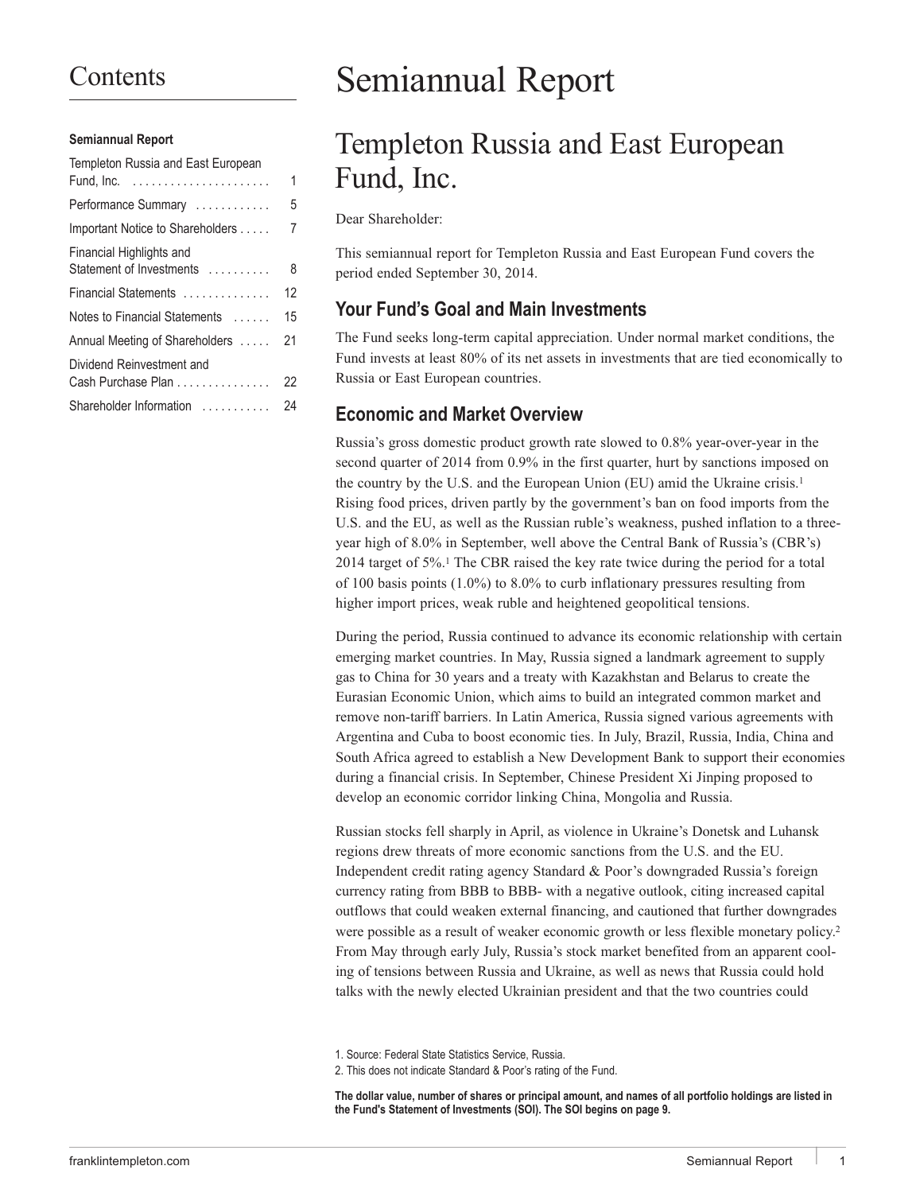# Contents

**Semiannual Report**

| | |
|---|---|
| Templeton Russia and East European Fund, Inc. | 1 |
| Performance Summary | 5 |
| Important Notice to Shareholders | 7 |
| Financial Highlights and Statement of Investments | 8 |
| Financial Statements | 12 |
| Notes to Financial Statements | 15 |
| Annual Meeting of Shareholders | 21 |
| Dividend Reinvestment and Cash Purchase Plan | 22 |
| Shareholder Information | 24 |

# Semiannual Report

## Templeton Russia and East European Fund, Inc.

Dear Shareholder:

This semiannual report for Templeton Russia and East European Fund covers the period ended September 30, 2014.

### Your Fund's Goal and Main Investments

The Fund seeks long-term capital appreciation. Under normal market conditions, the Fund invests at least 80% of its net assets in investments that are tied economically to Russia or East European countries.

### Economic and Market Overview

Russia's gross domestic product growth rate slowed to 0.8% year-over-year in the second quarter of 2014 from 0.9% in the first quarter, hurt by sanctions imposed on the country by the U.S. and the European Union (EU) amid the Ukraine crisis.[1] Rising food prices, driven partly by the government's ban on food imports from the U.S. and the EU, as well as the Russian ruble's weakness, pushed inflation to a three-year high of 8.0% in September, well above the Central Bank of Russia's (CBR's) 2014 target of 5%.[1] The CBR raised the key rate twice during the period for a total of 100 basis points (1.0%) to 8.0% to curb inflationary pressures resulting from higher import prices, weak ruble and heightened geopolitical tensions.

During the period, Russia continued to advance its economic relationship with certain emerging market countries. In May, Russia signed a landmark agreement to supply gas to China for 30 years and a treaty with Kazakhstan and Belarus to create the Eurasian Economic Union, which aims to build an integrated common market and remove non-tariff barriers. In Latin America, Russia signed various agreements with Argentina and Cuba to boost economic ties. In July, Brazil, Russia, India, China and South Africa agreed to establish a New Development Bank to support their economies during a financial crisis. In September, Chinese President Xi Jinping proposed to develop an economic corridor linking China, Mongolia and Russia.

Russian stocks fell sharply in April, as violence in Ukraine's Donetsk and Luhansk regions drew threats of more economic sanctions from the U.S. and the EU. Independent credit rating agency Standard & Poor's downgraded Russia's foreign currency rating from BBB to BBB- with a negative outlook, citing increased capital outflows that could weaken external financing, and cautioned that further downgrades were possible as a result of weaker economic growth or less flexible monetary policy.[2] From May through early July, Russia's stock market benefited from an apparent cooling of tensions between Russia and Ukraine, as well as news that Russia could hold talks with the newly elected Ukrainian president and that the two countries could

1. Source: Federal State Statistics Service, Russia.
2. This does not indicate Standard & Poor's rating of the Fund.

**The dollar value, number of shares or principal amount, and names of all portfolio holdings are listed in the Fund's Statement of Investments (SOI). The SOI begins on page 9.**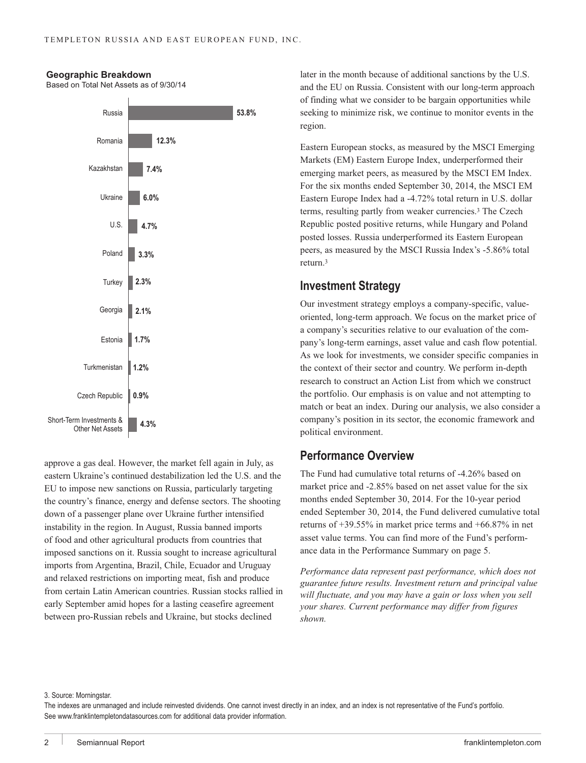**Geographic Breakdown**
Based on Total Net Assets as of 9/30/14

| Country | % |
|---|---|
| Russia | 53.8% |
| Romania | 12.3% |
| Kazakhstan | 7.4% |
| Ukraine | 6.0% |
| U.S. | 4.7% |
| Poland | 3.3% |
| Turkey | 2.3% |
| Georgia | 2.1% |
| Estonia | 1.7% |
| Turkmenistan | 1.2% |
| Czech Republic | 0.9% |
| Short-Term Investments & Other Net Assets | 4.3% |

approve a gas deal. However, the market fell again in July, as eastern Ukraine's continued destabilization led the U.S. and the EU to impose new sanctions on Russia, particularly targeting the country's finance, energy and defense sectors. The shooting down of a passenger plane over Ukraine further intensified instability in the region. In August, Russia banned imports of food and other agricultural products from countries that imposed sanctions on it. Russia sought to increase agricultural imports from Argentina, Brazil, Chile, Ecuador and Uruguay and relaxed restrictions on importing meat, fish and produce from certain Latin American countries. Russian stocks rallied in early September amid hopes for a lasting ceasefire agreement between pro-Russian rebels and Ukraine, but stocks declined later in the month because of additional sanctions by the U.S. and the EU on Russia. Consistent with our long-term approach of finding what we consider to be bargain opportunities while seeking to minimize risk, we continue to monitor events in the region.

Eastern European stocks, as measured by the MSCI Emerging Markets (EM) Eastern Europe Index, underperformed their emerging market peers, as measured by the MSCI EM Index. For the six months ended September 30, 2014, the MSCI EM Eastern Europe Index had a -4.72% total return in U.S. dollar terms, resulting partly from weaker currencies.[3] The Czech Republic posted positive returns, while Hungary and Poland posted losses. Russia underperformed its Eastern European peers, as measured by the MSCI Russia Index's -5.86% total return.[3]

## Investment Strategy

Our investment strategy employs a company-specific, value-oriented, long-term approach. We focus on the market price of a company's securities relative to our evaluation of the company's long-term earnings, asset value and cash flow potential. As we look for investments, we consider specific companies in the context of their sector and country. We perform in-depth research to construct an Action List from which we construct the portfolio. Our emphasis is on value and not attempting to match or beat an index. During our analysis, we also consider a company's position in its sector, the economic framework and political environment.

## Performance Overview

The Fund had cumulative total returns of -4.26% based on market price and -2.85% based on net asset value for the six months ended September 30, 2014. For the 10-year period ended September 30, 2014, the Fund delivered cumulative total returns of +39.55% in market price terms and +66.87% in net asset value terms. You can find more of the Fund's performance data in the Performance Summary on page 5.

*Performance data represent past performance, which does not guarantee future results. Investment return and principal value will fluctuate, and you may have a gain or loss when you sell your shares. Current performance may differ from figures shown.*

3. Source: Morningstar.
The indexes are unmanaged and include reinvested dividends. One cannot invest directly in an index, and an index is not representative of the Fund's portfolio.
See www.franklintempletondatasources.com for additional data provider information.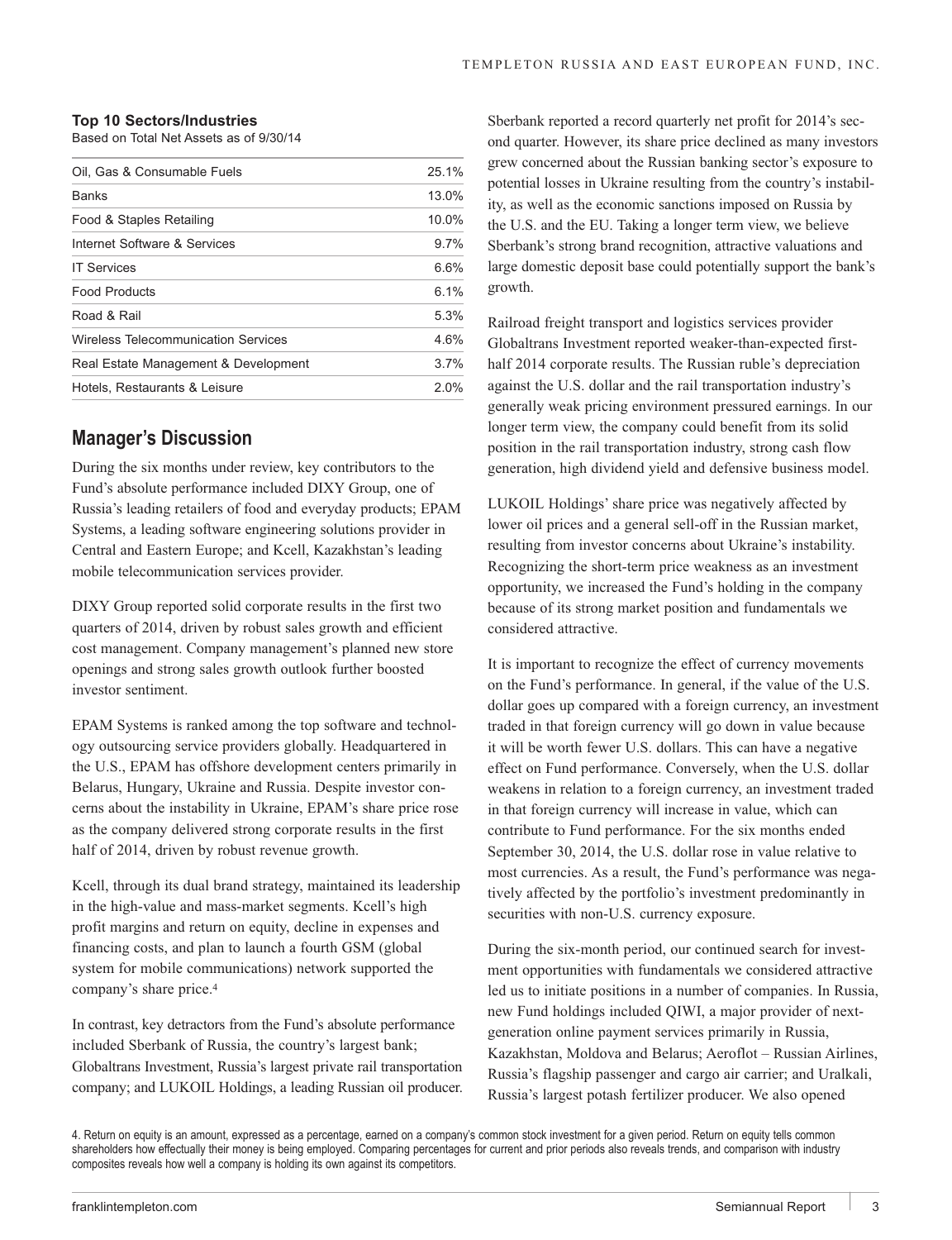**Top 10 Sectors/Industries**
Based on Total Net Assets as of 9/30/14

| | |
|---|---|
| Oil, Gas & Consumable Fuels | 25.1% |
| Banks | 13.0% |
| Food & Staples Retailing | 10.0% |
| Internet Software & Services | 9.7% |
| IT Services | 6.6% |
| Food Products | 6.1% |
| Road & Rail | 5.3% |
| Wireless Telecommunication Services | 4.6% |
| Real Estate Management & Development | 3.7% |
| Hotels, Restaurants & Leisure | 2.0% |

## Manager's Discussion

During the six months under review, key contributors to the Fund's absolute performance included DIXY Group, one of Russia's leading retailers of food and everyday products; EPAM Systems, a leading software engineering solutions provider in Central and Eastern Europe; and Kcell, Kazakhstan's leading mobile telecommunication services provider.

DIXY Group reported solid corporate results in the first two quarters of 2014, driven by robust sales growth and efficient cost management. Company management's planned new store openings and strong sales growth outlook further boosted investor sentiment.

EPAM Systems is ranked among the top software and technology outsourcing service providers globally. Headquartered in the U.S., EPAM has offshore development centers primarily in Belarus, Hungary, Ukraine and Russia. Despite investor concerns about the instability in Ukraine, EPAM's share price rose as the company delivered strong corporate results in the first half of 2014, driven by robust revenue growth.

Kcell, through its dual brand strategy, maintained its leadership in the high-value and mass-market segments. Kcell's high profit margins and return on equity, decline in expenses and financing costs, and plan to launch a fourth GSM (global system for mobile communications) network supported the company's share price.[4]

In contrast, key detractors from the Fund's absolute performance included Sberbank of Russia, the country's largest bank; Globaltrans Investment, Russia's largest private rail transportation company; and LUKOIL Holdings, a leading Russian oil producer. Sberbank reported a record quarterly net profit for 2014's second quarter. However, its share price declined as many investors grew concerned about the Russian banking sector's exposure to potential losses in Ukraine resulting from the country's instability, as well as the economic sanctions imposed on Russia by the U.S. and the EU. Taking a longer term view, we believe Sberbank's strong brand recognition, attractive valuations and large domestic deposit base could potentially support the bank's growth.

Railroad freight transport and logistics services provider Globaltrans Investment reported weaker-than-expected first-half 2014 corporate results. The Russian ruble's depreciation against the U.S. dollar and the rail transportation industry's generally weak pricing environment pressured earnings. In our longer term view, the company could benefit from its solid position in the rail transportation industry, strong cash flow generation, high dividend yield and defensive business model.

LUKOIL Holdings' share price was negatively affected by lower oil prices and a general sell-off in the Russian market, resulting from investor concerns about Ukraine's instability. Recognizing the short-term price weakness as an investment opportunity, we increased the Fund's holding in the company because of its strong market position and fundamentals we considered attractive.

It is important to recognize the effect of currency movements on the Fund's performance. In general, if the value of the U.S. dollar goes up compared with a foreign currency, an investment traded in that foreign currency will go down in value because it will be worth fewer U.S. dollars. This can have a negative effect on Fund performance. Conversely, when the U.S. dollar weakens in relation to a foreign currency, an investment traded in that foreign currency will increase in value, which can contribute to Fund performance. For the six months ended September 30, 2014, the U.S. dollar rose in value relative to most currencies. As a result, the Fund's performance was negatively affected by the portfolio's investment predominantly in securities with non-U.S. currency exposure.

During the six-month period, our continued search for investment opportunities with fundamentals we considered attractive led us to initiate positions in a number of companies. In Russia, new Fund holdings included QIWI, a major provider of next-generation online payment services primarily in Russia, Kazakhstan, Moldova and Belarus; Aeroflot – Russian Airlines, Russia's flagship passenger and cargo air carrier; and Uralkali, Russia's largest potash fertilizer producer. We also opened

4. Return on equity is an amount, expressed as a percentage, earned on a company's common stock investment for a given period. Return on equity tells common shareholders how effectually their money is being employed. Comparing percentages for current and prior periods also reveals trends, and comparison with industry composites reveals how well a company is holding its own against its competitors.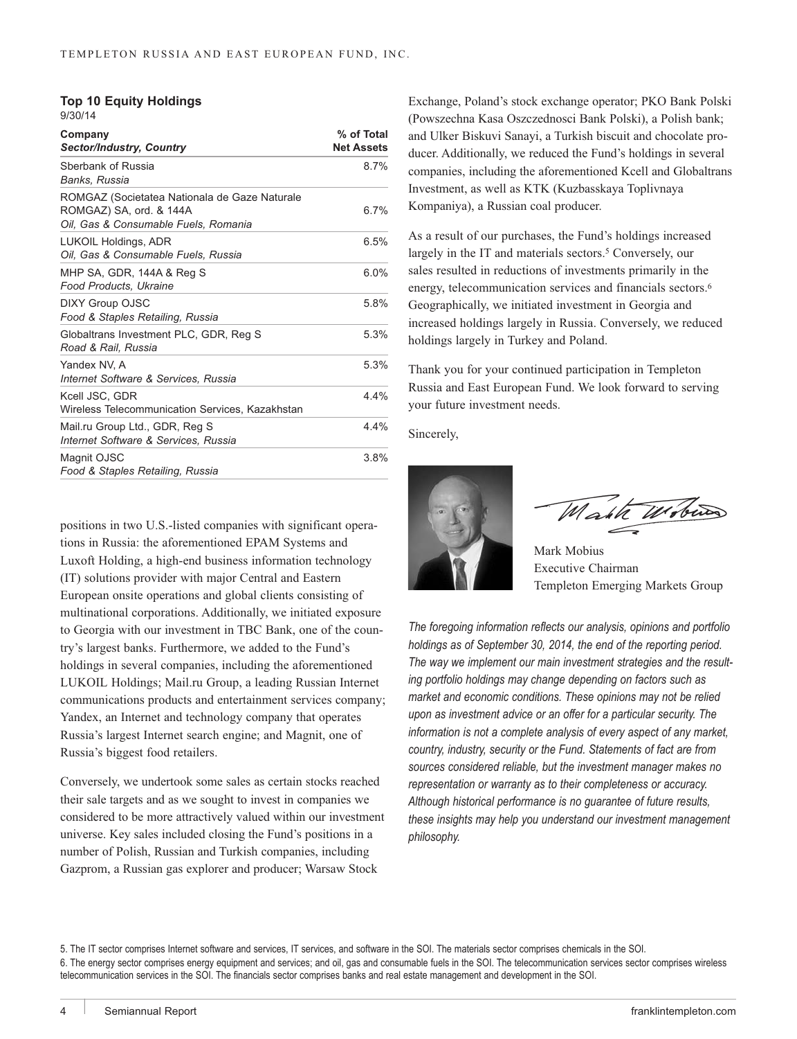**Top 10 Equity Holdings**
9/30/14

| Company<br>*Sector/Industry, Country* | % of Total Net Assets |
|---|---|
| Sberbank of Russia<br>*Banks, Russia* | 8.7% |
| ROMGAZ (Societatea Nationala de Gaze Naturale ROMGAZ) SA, ord. & 144A<br>*Oil, Gas & Consumable Fuels, Romania* | 6.7% |
| LUKOIL Holdings, ADR<br>*Oil, Gas & Consumable Fuels, Russia* | 6.5% |
| MHP SA, GDR, 144A & Reg S<br>*Food Products, Ukraine* | 6.0% |
| DIXY Group OJSC<br>*Food & Staples Retailing, Russia* | 5.8% |
| Globaltrans Investment PLC, GDR, Reg S<br>*Road & Rail, Russia* | 5.3% |
| Yandex NV, A<br>*Internet Software & Services, Russia* | 5.3% |
| Kcell JSC, GDR<br>*Wireless Telecommunication Services, Kazakhstan* | 4.4% |
| Mail.ru Group Ltd., GDR, Reg S<br>*Internet Software & Services, Russia* | 4.4% |
| Magnit OJSC<br>*Food & Staples Retailing, Russia* | 3.8% |

positions in two U.S.-listed companies with significant operations in Russia: the aforementioned EPAM Systems and Luxoft Holding, a high-end business information technology (IT) solutions provider with major Central and Eastern European onsite operations and global clients consisting of multinational corporations. Additionally, we initiated exposure to Georgia with our investment in TBC Bank, one of the country's largest banks. Furthermore, we added to the Fund's holdings in several companies, including the aforementioned LUKOIL Holdings; Mail.ru Group, a leading Russian Internet communications products and entertainment services company; Yandex, an Internet and technology company that operates Russia's largest Internet search engine; and Magnit, one of Russia's biggest food retailers.

Conversely, we undertook some sales as certain stocks reached their sale targets and as we sought to invest in companies we considered to be more attractively valued within our investment universe. Key sales included closing the Fund's positions in a number of Polish, Russian and Turkish companies, including Gazprom, a Russian gas explorer and producer; Warsaw Stock Exchange, Poland's stock exchange operator; PKO Bank Polski (Powszechna Kasa Oszczednosci Bank Polski), a Polish bank; and Ulker Biskuvi Sanayi, a Turkish biscuit and chocolate producer. Additionally, we reduced the Fund's holdings in several companies, including the aforementioned Kcell and Globaltrans Investment, as well as KTK (Kuzbasskaya Toplivnaya Kompaniya), a Russian coal producer.

As a result of our purchases, the Fund's holdings increased largely in the IT and materials sectors.[5] Conversely, our sales resulted in reductions of investments primarily in the energy, telecommunication services and financials sectors.[6] Geographically, we initiated investment in Georgia and increased holdings largely in Russia. Conversely, we reduced holdings largely in Turkey and Poland.

Thank you for your continued participation in Templeton Russia and East European Fund. We look forward to serving your future investment needs.

Sincerely,

Mark Mobius
Executive Chairman
Templeton Emerging Markets Group

*The foregoing information reflects our analysis, opinions and portfolio holdings as of September 30, 2014, the end of the reporting period. The way we implement our main investment strategies and the resulting portfolio holdings may change depending on factors such as market and economic conditions. These opinions may not be relied upon as investment advice or an offer for a particular security. The information is not a complete analysis of every aspect of any market, country, industry, security or the Fund. Statements of fact are from sources considered reliable, but the investment manager makes no representation or warranty as to their completeness or accuracy. Although historical performance is no guarantee of future results, these insights may help you understand our investment management philosophy.*

5. The IT sector comprises Internet software and services, IT services, and software in the SOI. The materials sector comprises chemicals in the SOI.
6. The energy sector comprises energy equipment and services; and oil, gas and consumable fuels in the SOI. The telecommunication services sector comprises wireless telecommunication services in the SOI. The financials sector comprises banks and real estate management and development in the SOI.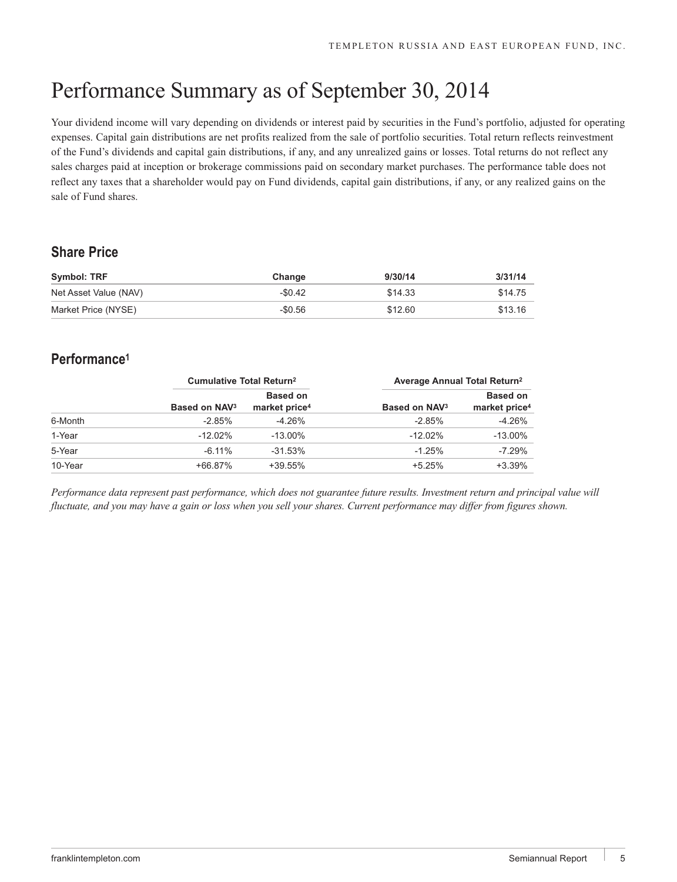# Performance Summary as of September 30, 2014

Your dividend income will vary depending on dividends or interest paid by securities in the Fund's portfolio, adjusted for operating expenses. Capital gain distributions are net profits realized from the sale of portfolio securities. Total return reflects reinvestment of the Fund's dividends and capital gain distributions, if any, and any unrealized gains or losses. Total returns do not reflect any sales charges paid at inception or brokerage commissions paid on secondary market purchases. The performance table does not reflect any taxes that a shareholder would pay on Fund dividends, capital gain distributions, if any, or any realized gains on the sale of Fund shares.

## Share Price

| Symbol: TRF | Change | 9/30/14 | 3/31/14 |
|---|---|---|---|
| Net Asset Value (NAV) | -$0.42 | $14.33 | $14.75 |
| Market Price (NYSE) | -$0.56 | $12.60 | $13.16 |

## Performance[1]

| | Cumulative Total Return[2] | | Average Annual Total Return[2] | |
|---|---|---|---|---|
| | Based on NAV[3] | Based on market price[4] | Based on NAV[3] | Based on market price[4] |
| 6-Month | -2.85% | -4.26% | -2.85% | -4.26% |
| 1-Year | -12.02% | -13.00% | -12.02% | -13.00% |
| 5-Year | -6.11% | -31.53% | -1.25% | -7.29% |
| 10-Year | +66.87% | +39.55% | +5.25% | +3.39% |

*Performance data represent past performance, which does not guarantee future results. Investment return and principal value will fluctuate, and you may have a gain or loss when you sell your shares. Current performance may differ from figures shown.*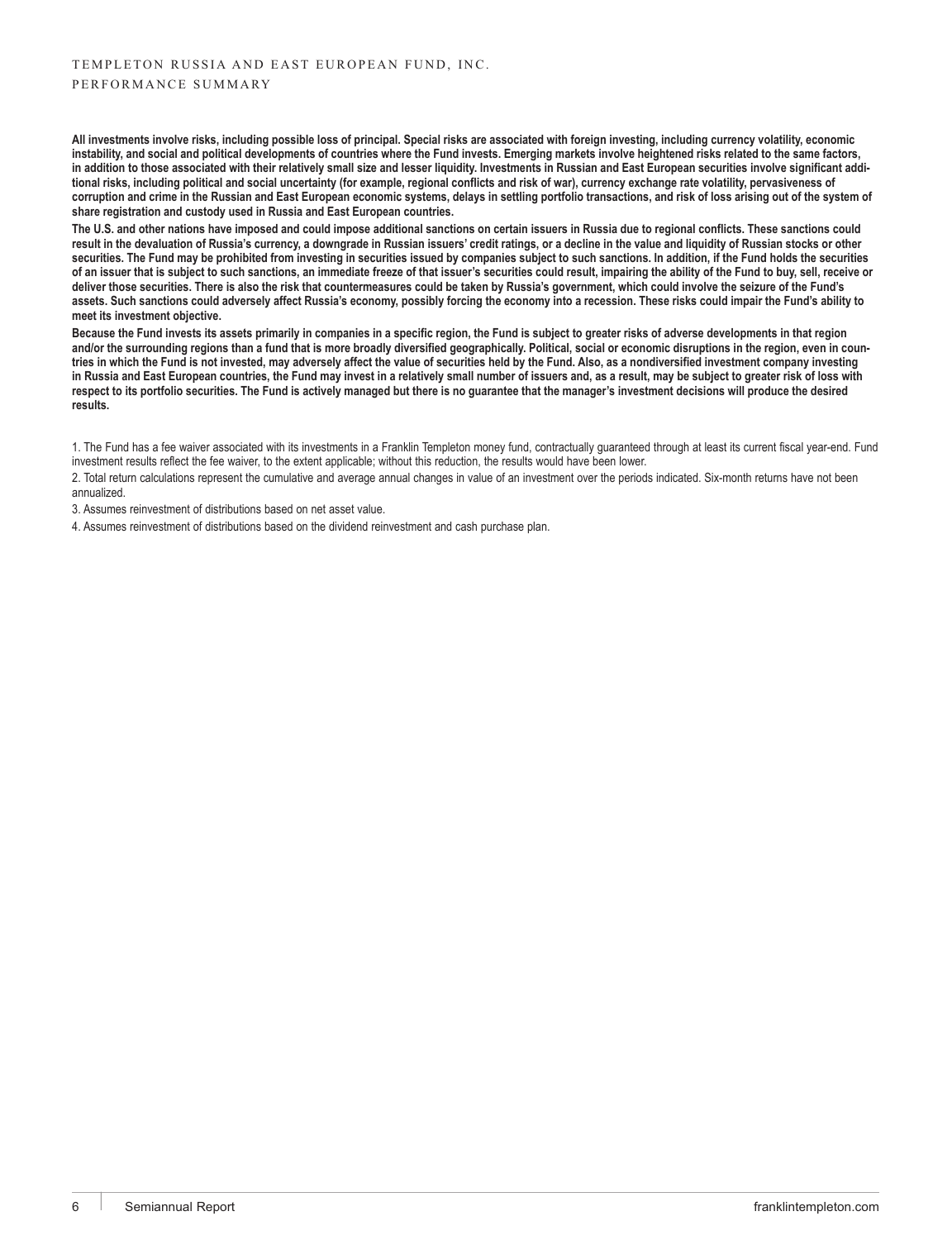**All investments involve risks, including possible loss of principal. Special risks are associated with foreign investing, including currency volatility, economic instability, and social and political developments of countries where the Fund invests. Emerging markets involve heightened risks related to the same factors, in addition to those associated with their relatively small size and lesser liquidity. Investments in Russian and East European securities involve significant additional risks, including political and social uncertainty (for example, regional conflicts and risk of war), currency exchange rate volatility, pervasiveness of corruption and crime in the Russian and East European economic systems, delays in settling portfolio transactions, and risk of loss arising out of the system of share registration and custody used in Russia and East European countries.**

**The U.S. and other nations have imposed and could impose additional sanctions on certain issuers in Russia due to regional conflicts. These sanctions could result in the devaluation of Russia's currency, a downgrade in Russian issuers' credit ratings, or a decline in the value and liquidity of Russian stocks or other securities. The Fund may be prohibited from investing in securities issued by companies subject to such sanctions. In addition, if the Fund holds the securities of an issuer that is subject to such sanctions, an immediate freeze of that issuer's securities could result, impairing the ability of the Fund to buy, sell, receive or deliver those securities. There is also the risk that countermeasures could be taken by Russia's government, which could involve the seizure of the Fund's assets. Such sanctions could adversely affect Russia's economy, possibly forcing the economy into a recession. These risks could impair the Fund's ability to meet its investment objective.**

**Because the Fund invests its assets primarily in companies in a specific region, the Fund is subject to greater risks of adverse developments in that region and/or the surrounding regions than a fund that is more broadly diversified geographically. Political, social or economic disruptions in the region, even in countries in which the Fund is not invested, may adversely affect the value of securities held by the Fund. Also, as a nondiversified investment company investing in Russia and East European countries, the Fund may invest in a relatively small number of issuers and, as a result, may be subject to greater risk of loss with respect to its portfolio securities. The Fund is actively managed but there is no guarantee that the manager's investment decisions will produce the desired results.**

1. The Fund has a fee waiver associated with its investments in a Franklin Templeton money fund, contractually guaranteed through at least its current fiscal year-end. Fund investment results reflect the fee waiver, to the extent applicable; without this reduction, the results would have been lower.

2. Total return calculations represent the cumulative and average annual changes in value of an investment over the periods indicated. Six-month returns have not been annualized.

3. Assumes reinvestment of distributions based on net asset value.

4. Assumes reinvestment of distributions based on the dividend reinvestment and cash purchase plan.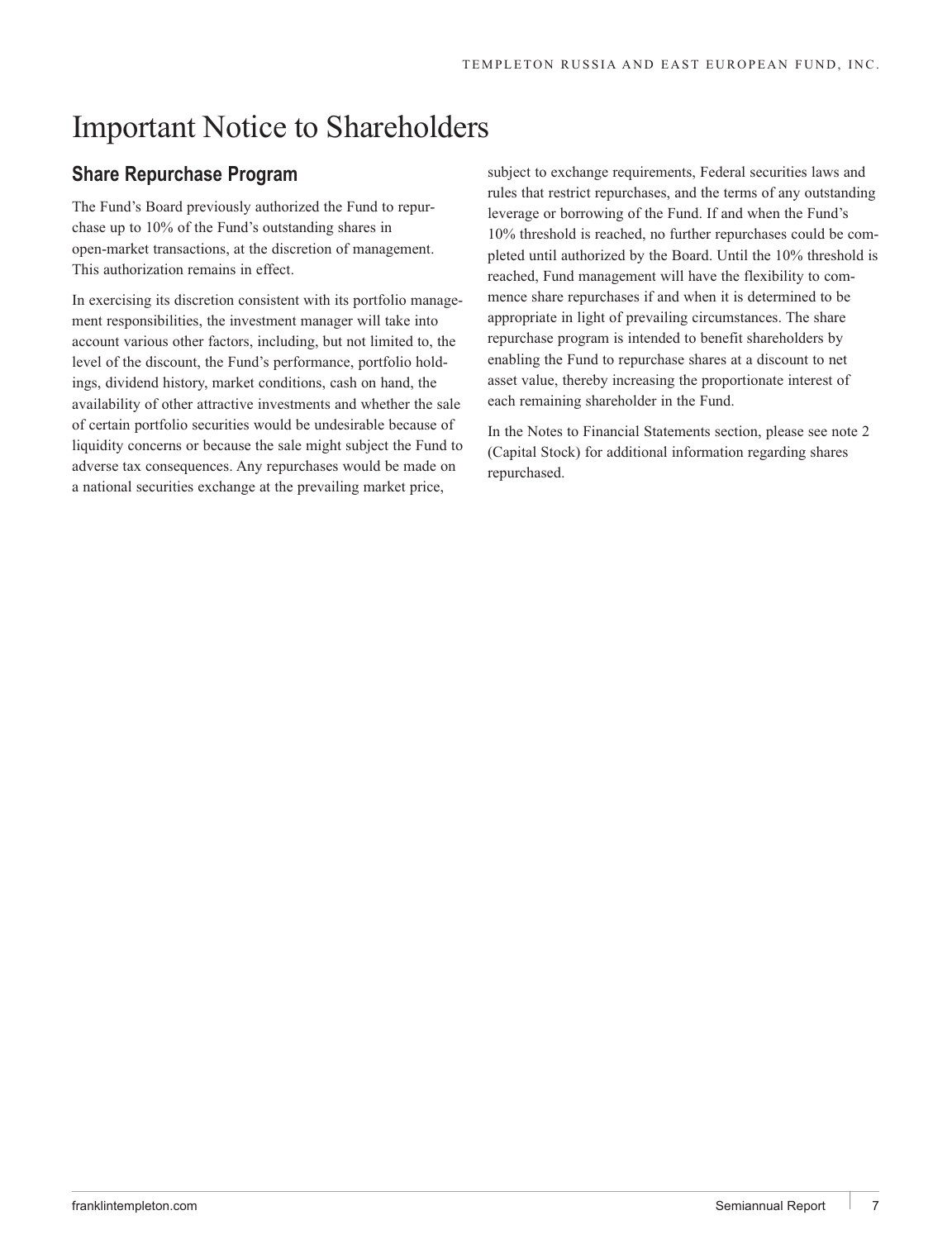# Important Notice to Shareholders

## Share Repurchase Program

The Fund's Board previously authorized the Fund to repurchase up to 10% of the Fund's outstanding shares in open-market transactions, at the discretion of management. This authorization remains in effect.

In exercising its discretion consistent with its portfolio management responsibilities, the investment manager will take into account various other factors, including, but not limited to, the level of the discount, the Fund's performance, portfolio holdings, dividend history, market conditions, cash on hand, the availability of other attractive investments and whether the sale of certain portfolio securities would be undesirable because of liquidity concerns or because the sale might subject the Fund to adverse tax consequences. Any repurchases would be made on a national securities exchange at the prevailing market price, subject to exchange requirements, Federal securities laws and rules that restrict repurchases, and the terms of any outstanding leverage or borrowing of the Fund. If and when the Fund's 10% threshold is reached, no further repurchases could be completed until authorized by the Board. Until the 10% threshold is reached, Fund management will have the flexibility to commence share repurchases if and when it is determined to be appropriate in light of prevailing circumstances. The share repurchase program is intended to benefit shareholders by enabling the Fund to repurchase shares at a discount to net asset value, thereby increasing the proportionate interest of each remaining shareholder in the Fund.

In the Notes to Financial Statements section, please see note 2 (Capital Stock) for additional information regarding shares repurchased.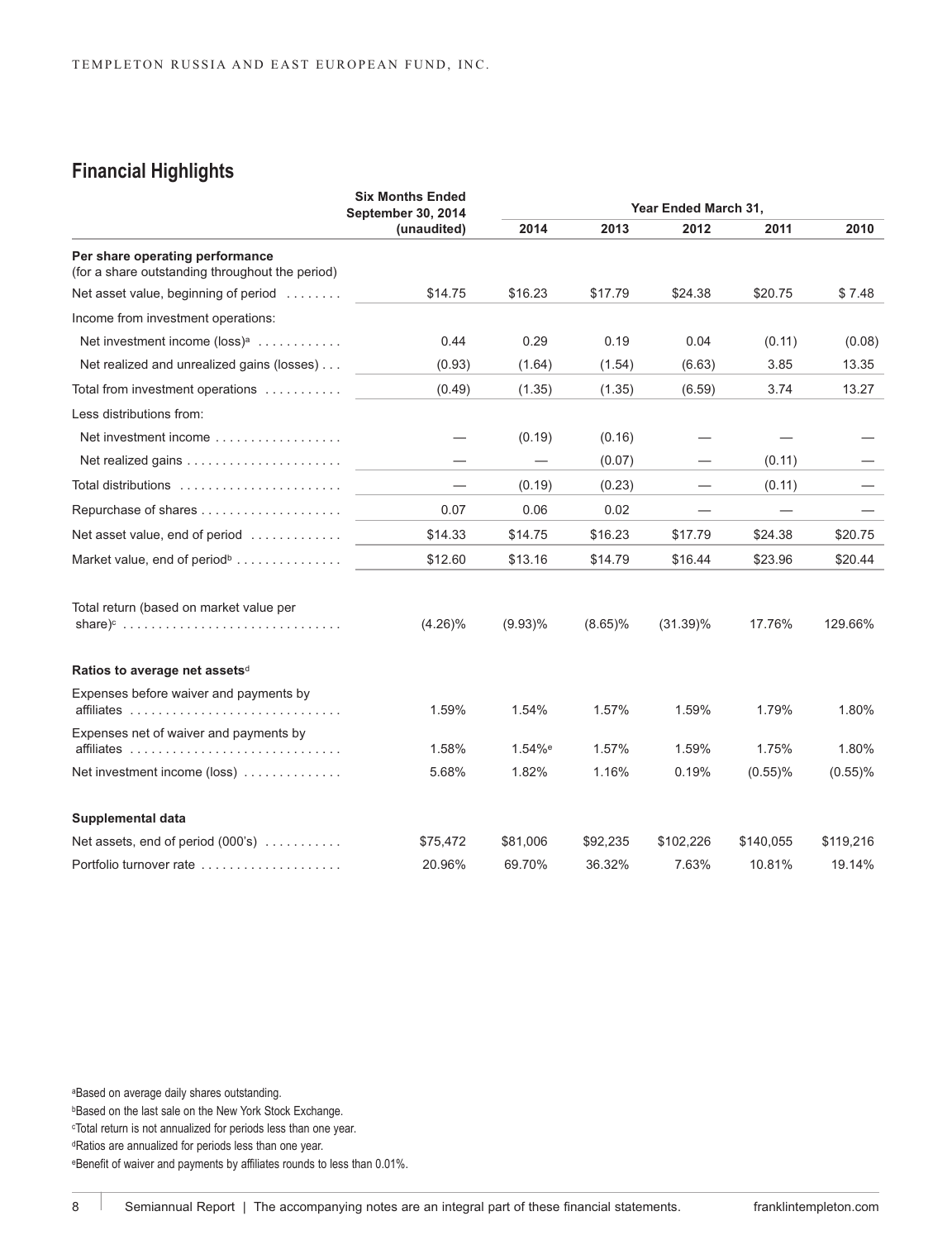## Financial Highlights

| | Six Months Ended September 30, 2014 (unaudited) | Year Ended March 31, | | | | |
|---|---|---|---|---|---|---|
| | | 2014 | 2013 | 2012 | 2011 | 2010 |
| **Per share operating performance** (for a share outstanding throughout the period) | | | | | | |
| Net asset value, beginning of period | $14.75 | $16.23 | $17.79 | $24.38 | $20.75 | $7.48 |
| Income from investment operations: | | | | | | |
| Net investment income (loss)[a] | 0.44 | 0.29 | 0.19 | 0.04 | (0.11) | (0.08) |
| Net realized and unrealized gains (losses) | (0.93) | (1.64) | (1.54) | (6.63) | 3.85 | 13.35 |
| Total from investment operations | (0.49) | (1.35) | (1.35) | (6.59) | 3.74 | 13.27 |
| Less distributions from: | | | | | | |
| Net investment income | — | (0.19) | (0.16) | — | — | — |
| Net realized gains | — | — | (0.07) | — | (0.11) | — |
| Total distributions | — | (0.19) | (0.23) | — | (0.11) | — |
| Repurchase of shares | 0.07 | 0.06 | 0.02 | — | — | — |
| Net asset value, end of period | $14.33 | $14.75 | $16.23 | $17.79 | $24.38 | $20.75 |
| Market value, end of period[b] | $12.60 | $13.16 | $14.79 | $16.44 | $23.96 | $20.44 |
| Total return (based on market value per share)[c] | (4.26)% | (9.93)% | (8.65)% | (31.39)% | 17.76% | 129.66% |
| **Ratios to average net assets**[d] | | | | | | |
| Expenses before waiver and payments by affiliates | 1.59% | 1.54% | 1.57% | 1.59% | 1.79% | 1.80% |
| Expenses net of waiver and payments by affiliates | 1.58% | 1.54%[e] | 1.57% | 1.59% | 1.75% | 1.80% |
| Net investment income (loss) | 5.68% | 1.82% | 1.16% | 0.19% | (0.55)% | (0.55)% |
| **Supplemental data** | | | | | | |
| Net assets, end of period (000's) | $75,472 | $81,006 | $92,235 | $102,226 | $140,055 | $119,216 |
| Portfolio turnover rate | 20.96% | 69.70% | 36.32% | 7.63% | 10.81% | 19.14% |

[a]Based on average daily shares outstanding.

[b]Based on the last sale on the New York Stock Exchange.

[c]Total return is not annualized for periods less than one year.

[d]Ratios are annualized for periods less than one year.

[e]Benefit of waiver and payments by affiliates rounds to less than 0.01%.

The accompanying notes are an integral part of these financial statements.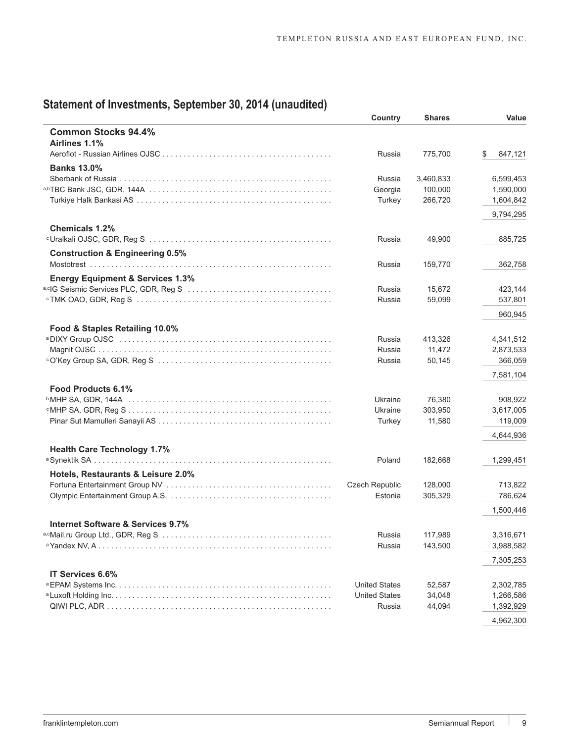## Statement of Investments, September 30, 2014 (unaudited)

| | Country | Shares | Value |
|---|---|---|---|
| **Common Stocks 94.4%** | | | |
| **Airlines 1.1%** | | | |
| Aeroflot - Russian Airlines OJSC | Russia | 775,700 | $ 847,121 |
| **Banks 13.0%** | | | |
| Sberbank of Russia | Russia | 3,460,833 | 6,599,453 |
| [a,b]TBC Bank JSC, GDR, 144A | Georgia | 100,000 | 1,590,000 |
| Turkiye Halk Bankasi AS | Turkey | 266,720 | 1,604,842 |
| | | | 9,794,295 |
| **Chemicals 1.2%** | | | |
| [c]Uralkali OJSC, GDR, Reg S | Russia | 49,900 | 885,725 |
| **Construction & Engineering 0.5%** | | | |
| Mostotrest | Russia | 159,770 | 362,758 |
| **Energy Equipment & Services 1.3%** | | | |
| [a,c]IG Seismic Services PLC, GDR, Reg S | Russia | 15,672 | 423,144 |
| [c]TMK OAO, GDR, Reg S | Russia | 59,099 | 537,801 |
| | | | 960,945 |
| **Food & Staples Retailing 10.0%** | | | |
| [a]DIXY Group OJSC | Russia | 413,326 | 4,341,512 |
| Magnit OJSC | Russia | 11,472 | 2,873,533 |
| [c]O'Key Group SA, GDR, Reg S | Russia | 50,145 | 366,059 |
| | | | 7,581,104 |
| **Food Products 6.1%** | | | |
| [b]MHP SA, GDR, 144A | Ukraine | 76,380 | 908,922 |
| [c]MHP SA, GDR, Reg S | Ukraine | 303,950 | 3,617,005 |
| Pinar Sut Mamulleri Sanayii AS | Turkey | 11,580 | 119,009 |
| | | | 4,644,936 |
| **Health Care Technology 1.7%** | | | |
| [a]Synektik SA | Poland | 182,668 | 1,299,451 |
| **Hotels, Restaurants & Leisure 2.0%** | | | |
| Fortuna Entertainment Group NV | Czech Republic | 128,000 | 713,822 |
| Olympic Entertainment Group A.S. | Estonia | 305,329 | 786,624 |
| | | | 1,500,446 |
| **Internet Software & Services 9.7%** | | | |
| [a,c]Mail.ru Group Ltd., GDR, Reg S | Russia | 117,989 | 3,316,671 |
| [a]Yandex NV, A | Russia | 143,500 | 3,988,582 |
| | | | 7,305,253 |
| **IT Services 6.6%** | | | |
| [a]EPAM Systems Inc. | United States | 52,587 | 2,302,785 |
| [a]Luxoft Holding Inc. | United States | 34,048 | 1,266,586 |
| QIWI PLC, ADR | Russia | 44,094 | 1,392,929 |
| | | | 4,962,300 |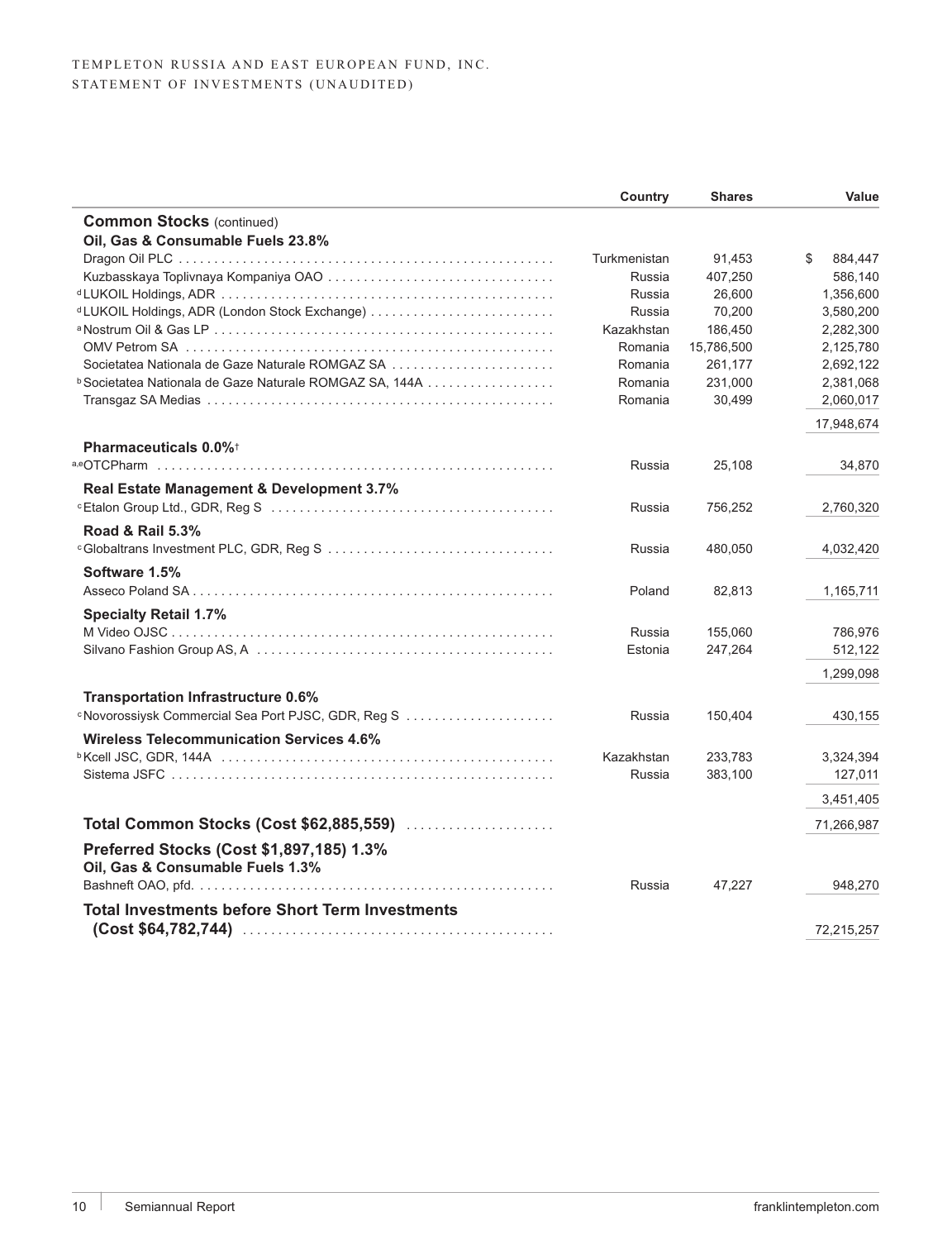TEMPLETON RUSSIA AND EAST EUROPEAN FUND, INC.
STATEMENT OF INVESTMENTS (UNAUDITED)

| | Country | Shares | Value |
|---|---|---|---|
| **Common Stocks** (continued) | | | |
| **Oil, Gas & Consumable Fuels 23.8%** | | | |
| Dragon Oil PLC | Turkmenistan | 91,453 | $ 884,447 |
| Kuzbasskaya Toplivnaya Kompaniya OAO | Russia | 407,250 | 586,140 |
| [d] LUKOIL Holdings, ADR | Russia | 26,600 | 1,356,600 |
| [d] LUKOIL Holdings, ADR (London Stock Exchange) | Russia | 70,200 | 3,580,200 |
| [a] Nostrum Oil & Gas LP | Kazakhstan | 186,450 | 2,282,300 |
| OMV Petrom SA | Romania | 15,786,500 | 2,125,780 |
| Societatea Nationala de Gaze Naturale ROMGAZ SA | Romania | 261,177 | 2,692,122 |
| [b] Societatea Nationala de Gaze Naturale ROMGAZ SA, 144A | Romania | 231,000 | 2,381,068 |
| Transgaz SA Medias | Romania | 30,499 | 2,060,017 |
| | | | 17,948,674 |
| **Pharmaceuticals 0.0%**[†] | | | |
| [a,e] OTCPharm | Russia | 25,108 | 34,870 |
| **Real Estate Management & Development 3.7%** | | | |
| [c] Etalon Group Ltd., GDR, Reg S | Russia | 756,252 | 2,760,320 |
| **Road & Rail 5.3%** | | | |
| [c] Globaltrans Investment PLC, GDR, Reg S | Russia | 480,050 | 4,032,420 |
| **Software 1.5%** | | | |
| Asseco Poland SA | Poland | 82,813 | 1,165,711 |
| **Specialty Retail 1.7%** | | | |
| M Video OJSC | Russia | 155,060 | 786,976 |
| Silvano Fashion Group AS, A | Estonia | 247,264 | 512,122 |
| | | | 1,299,098 |
| **Transportation Infrastructure 0.6%** | | | |
| [c] Novorossiysk Commercial Sea Port PJSC, GDR, Reg S | Russia | 150,404 | 430,155 |
| **Wireless Telecommunication Services 4.6%** | | | |
| [b] Kcell JSC, GDR, 144A | Kazakhstan | 233,783 | 3,324,394 |
| Sistema JSFC | Russia | 383,100 | 127,011 |
| | | | 3,451,405 |
| **Total Common Stocks (Cost $62,885,559)** | | | 71,266,987 |
| **Preferred Stocks (Cost $1,897,185) 1.3%** | | | |
| **Oil, Gas & Consumable Fuels 1.3%** | | | |
| Bashneft OAO, pfd. | Russia | 47,227 | 948,270 |
| **Total Investments before Short Term Investments (Cost $64,782,744)** | | | 72,215,257 |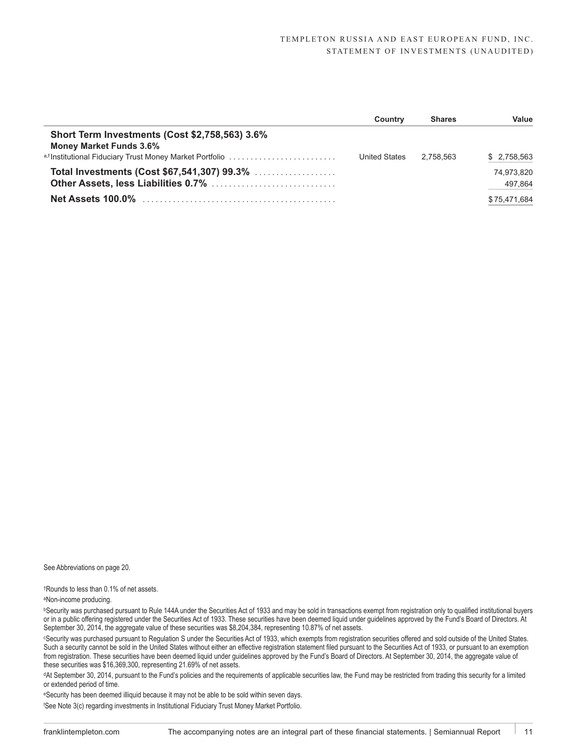| | Country | Shares | Value |
|---|---|---|---|
| **Short Term Investments (Cost $2,758,563) 3.6%** | | | |
| **Money Market Funds 3.6%** | | | |
| [a,f] Institutional Fiduciary Trust Money Market Portfolio | United States | 2,758,563 | $ 2,758,563 |
| **Total Investments (Cost $67,541,307) 99.3%** | | | 74,973,820 |
| **Other Assets, less Liabilities 0.7%** | | | 497,864 |
| **Net Assets 100.0%** | | | $75,471,684 |

See Abbreviations on page 20.

[†] Rounds to less than 0.1% of net assets.

[a] Non-income producing.

[b] Security was purchased pursuant to Rule 144A under the Securities Act of 1933 and may be sold in transactions exempt from registration only to qualified institutional buyers or in a public offering registered under the Securities Act of 1933. These securities have been deemed liquid under guidelines approved by the Fund's Board of Directors. At September 30, 2014, the aggregate value of these securities was $8,204,384, representing 10.87% of net assets.

[c] Security was purchased pursuant to Regulation S under the Securities Act of 1933, which exempts from registration securities offered and sold outside of the United States. Such a security cannot be sold in the United States without either an effective registration statement filed pursuant to the Securities Act of 1933, or pursuant to an exemption from registration. These securities have been deemed liquid under guidelines approved by the Fund's Board of Directors. At September 30, 2014, the aggregate value of these securities was $16,369,300, representing 21.69% of net assets.

[d] At September 30, 2014, pursuant to the Fund's policies and the requirements of applicable securities law, the Fund may be restricted from trading this security for a limited or extended period of time.

[e] Security has been deemed illiquid because it may not be able to be sold within seven days.

[f] See Note 3(c) regarding investments in Institutional Fiduciary Trust Money Market Portfolio.

The accompanying notes are an integral part of these financial statements.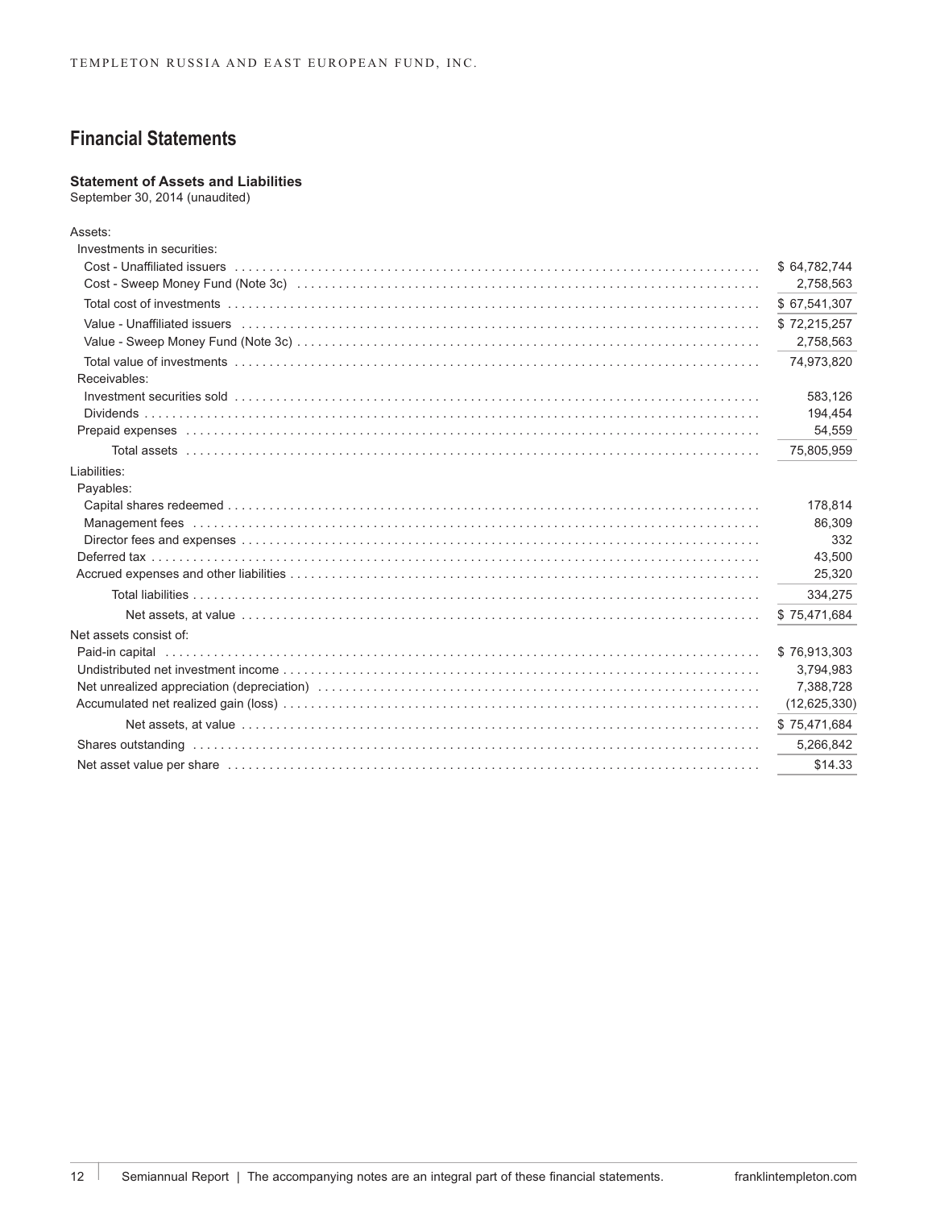## Financial Statements

### Statement of Assets and Liabilities

September 30, 2014 (unaudited)

| | |
|---|---|
| Assets: | |
| Investments in securities: | |
| Cost - Unaffiliated issuers | $ 64,782,744 |
| Cost - Sweep Money Fund (Note 3c) | 2,758,563 |
| Total cost of investments | $ 67,541,307 |
| Value - Unaffiliated issuers | $ 72,215,257 |
| Value - Sweep Money Fund (Note 3c) | 2,758,563 |
| Total value of investments | 74,973,820 |
| Receivables: | |
| Investment securities sold | 583,126 |
| Dividends | 194,454 |
| Prepaid expenses | 54,559 |
| Total assets | 75,805,959 |
| Liabilities: | |
| Payables: | |
| Capital shares redeemed | 178,814 |
| Management fees | 86,309 |
| Director fees and expenses | 332 |
| Deferred tax | 43,500 |
| Accrued expenses and other liabilities | 25,320 |
| Total liabilities | 334,275 |
| Net assets, at value | $ 75,471,684 |
| Net assets consist of: | |
| Paid-in capital | $ 76,913,303 |
| Undistributed net investment income | 3,794,983 |
| Net unrealized appreciation (depreciation) | 7,388,728 |
| Accumulated net realized gain (loss) | (12,625,330) |
| Net assets, at value | $ 75,471,684 |
| Shares outstanding | 5,266,842 |
| Net asset value per share | $14.33 |

The accompanying notes are an integral part of these financial statements.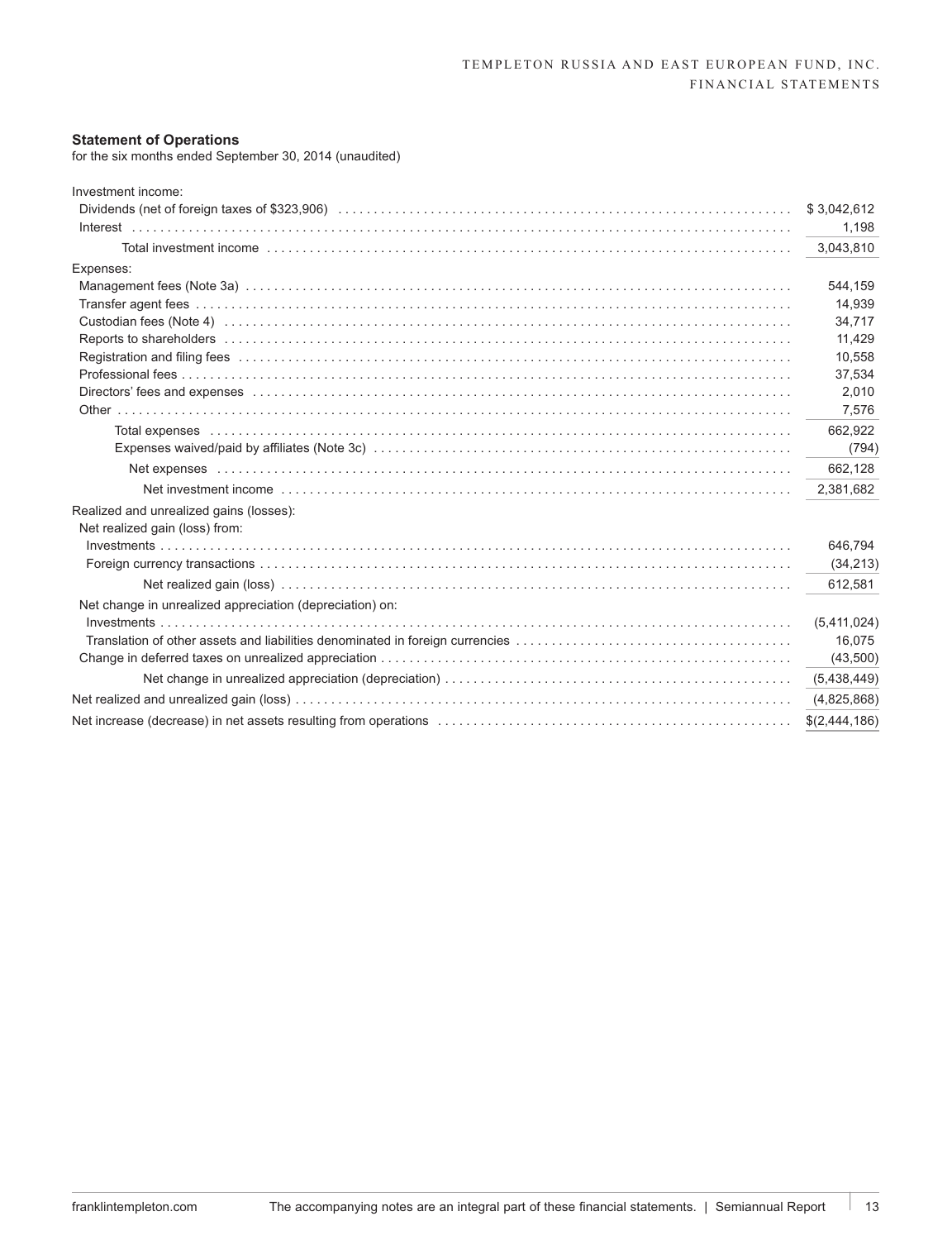### Statement of Operations

for the six months ended September 30, 2014 (unaudited)

| | |
|---|---|
| Investment income: | |
| Dividends (net of foreign taxes of $323,906) | $ 3,042,612 |
| Interest | 1,198 |
| Total investment income | 3,043,810 |
| Expenses: | |
| Management fees (Note 3a) | 544,159 |
| Transfer agent fees | 14,939 |
| Custodian fees (Note 4) | 34,717 |
| Reports to shareholders | 11,429 |
| Registration and filing fees | 10,558 |
| Professional fees | 37,534 |
| Directors' fees and expenses | 2,010 |
| Other | 7,576 |
| Total expenses | 662,922 |
| Expenses waived/paid by affiliates (Note 3c) | (794) |
| Net expenses | 662,128 |
| Net investment income | 2,381,682 |
| Realized and unrealized gains (losses): | |
| Net realized gain (loss) from: | |
| Investments | 646,794 |
| Foreign currency transactions | (34,213) |
| Net realized gain (loss) | 612,581 |
| Net change in unrealized appreciation (depreciation) on: | |
| Investments | (5,411,024) |
| Translation of other assets and liabilities denominated in foreign currencies | 16,075 |
| Change in deferred taxes on unrealized appreciation | (43,500) |
| Net change in unrealized appreciation (depreciation) | (5,438,449) |
| Net realized and unrealized gain (loss) | (4,825,868) |
| Net increase (decrease) in net assets resulting from operations | $(2,444,186) |

The accompanying notes are an integral part of these financial statements.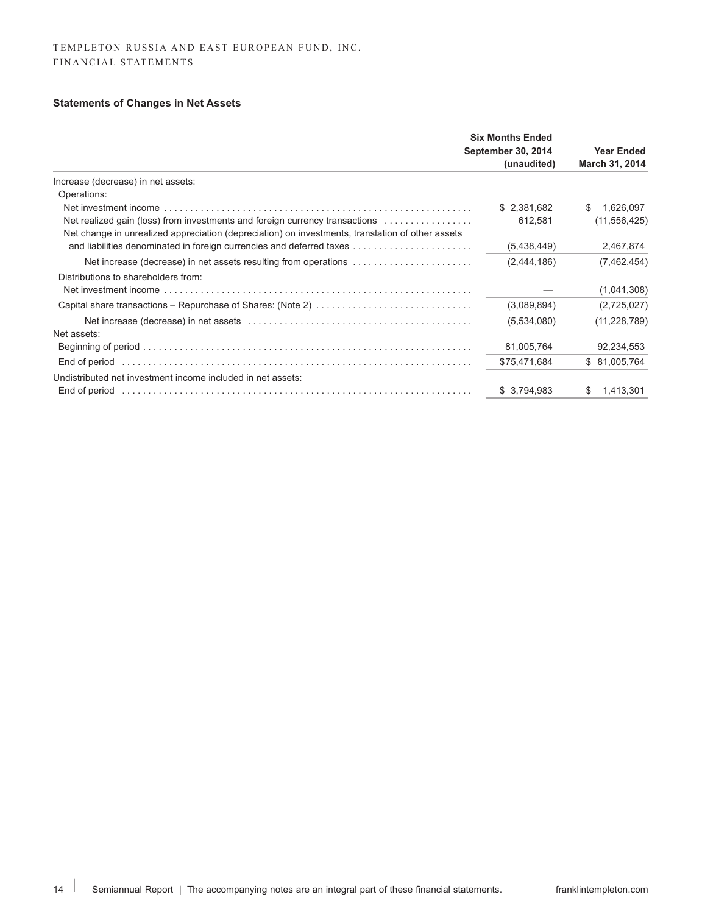TEMPLETON RUSSIA AND EAST EUROPEAN FUND, INC.
FINANCIAL STATEMENTS

### Statements of Changes in Net Assets

| | Six Months Ended September 30, 2014 (unaudited) | Year Ended March 31, 2014 |
|---|---|---|
| Increase (decrease) in net assets: | | |
| Operations: | | |
| Net investment income | $ 2,381,682 | $ 1,626,097 |
| Net realized gain (loss) from investments and foreign currency transactions | 612,581 | (11,556,425) |
| Net change in unrealized appreciation (depreciation) on investments, translation of other assets and liabilities denominated in foreign currencies and deferred taxes | (5,438,449) | 2,467,874 |
| Net increase (decrease) in net assets resulting from operations | (2,444,186) | (7,462,454) |
| Distributions to shareholders from: | | |
| Net investment income | — | (1,041,308) |
| Capital share transactions – Repurchase of Shares: (Note 2) | (3,089,894) | (2,725,027) |
| Net increase (decrease) in net assets | (5,534,080) | (11,228,789) |
| Net assets: | | |
| Beginning of period | 81,005,764 | 92,234,553 |
| End of period | $75,471,684 | $ 81,005,764 |
| Undistributed net investment income included in net assets: | | |
| End of period | $ 3,794,983 | $ 1,413,301 |

Semiannual Report | The accompanying notes are an integral part of these financial statements.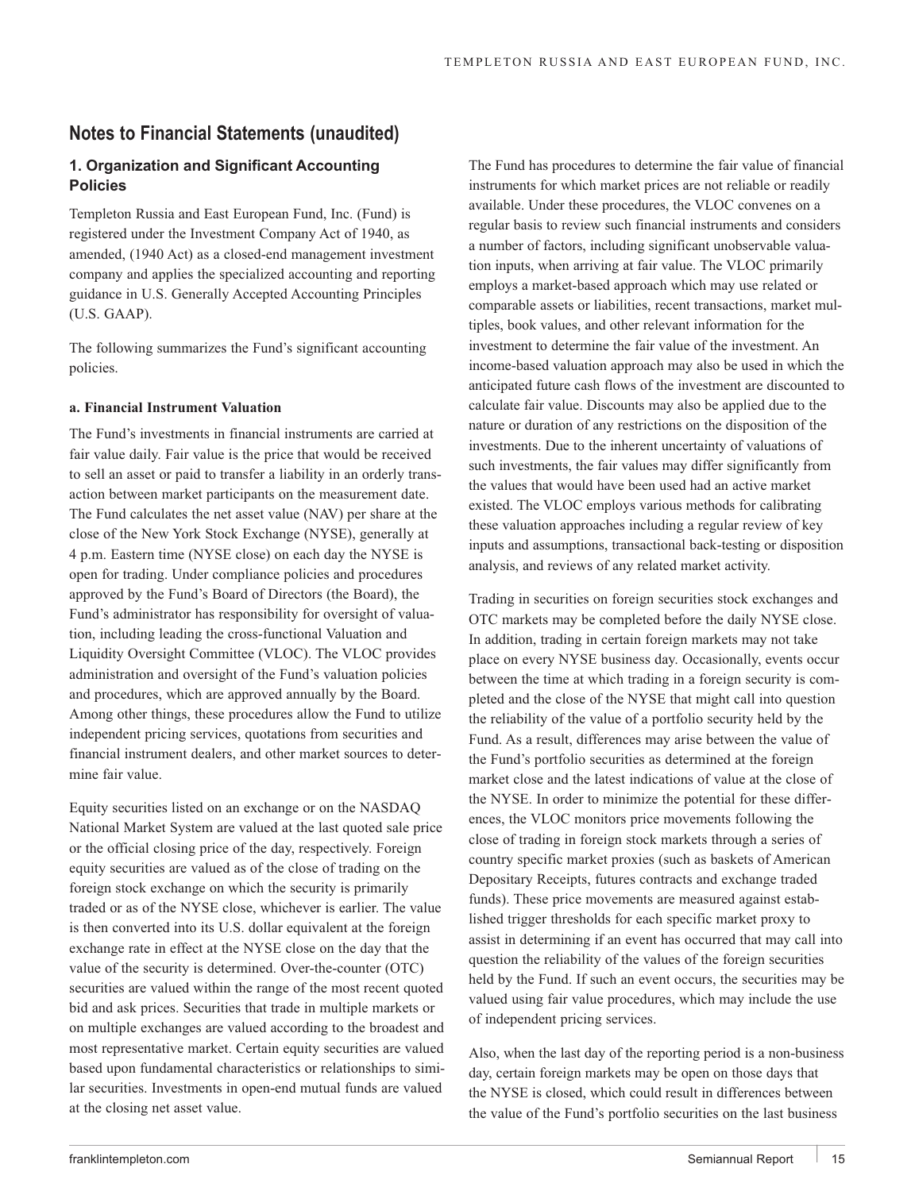## Notes to Financial Statements (unaudited)

### 1. Organization and Significant Accounting Policies

Templeton Russia and East European Fund, Inc. (Fund) is registered under the Investment Company Act of 1940, as amended, (1940 Act) as a closed-end management investment company and applies the specialized accounting and reporting guidance in U.S. Generally Accepted Accounting Principles (U.S. GAAP).

The following summarizes the Fund's significant accounting policies.

#### a. Financial Instrument Valuation

The Fund's investments in financial instruments are carried at fair value daily. Fair value is the price that would be received to sell an asset or paid to transfer a liability in an orderly transaction between market participants on the measurement date. The Fund calculates the net asset value (NAV) per share at the close of the New York Stock Exchange (NYSE), generally at 4 p.m. Eastern time (NYSE close) on each day the NYSE is open for trading. Under compliance policies and procedures approved by the Fund's Board of Directors (the Board), the Fund's administrator has responsibility for oversight of valuation, including leading the cross-functional Valuation and Liquidity Oversight Committee (VLOC). The VLOC provides administration and oversight of the Fund's valuation policies and procedures, which are approved annually by the Board. Among other things, these procedures allow the Fund to utilize independent pricing services, quotations from securities and financial instrument dealers, and other market sources to determine fair value.

Equity securities listed on an exchange or on the NASDAQ National Market System are valued at the last quoted sale price or the official closing price of the day, respectively. Foreign equity securities are valued as of the close of trading on the foreign stock exchange on which the security is primarily traded or as of the NYSE close, whichever is earlier. The value is then converted into its U.S. dollar equivalent at the foreign exchange rate in effect at the NYSE close on the day that the value of the security is determined. Over-the-counter (OTC) securities are valued within the range of the most recent quoted bid and ask prices. Securities that trade in multiple markets or on multiple exchanges are valued according to the broadest and most representative market. Certain equity securities are valued based upon fundamental characteristics or relationships to similar securities. Investments in open-end mutual funds are valued at the closing net asset value.

The Fund has procedures to determine the fair value of financial instruments for which market prices are not reliable or readily available. Under these procedures, the VLOC convenes on a regular basis to review such financial instruments and considers a number of factors, including significant unobservable valuation inputs, when arriving at fair value. The VLOC primarily employs a market-based approach which may use related or comparable assets or liabilities, recent transactions, market multiples, book values, and other relevant information for the investment to determine the fair value of the investment. An income-based valuation approach may also be used in which the anticipated future cash flows of the investment are discounted to calculate fair value. Discounts may also be applied due to the nature or duration of any restrictions on the disposition of the investments. Due to the inherent uncertainty of valuations of such investments, the fair values may differ significantly from the values that would have been used had an active market existed. The VLOC employs various methods for calibrating these valuation approaches including a regular review of key inputs and assumptions, transactional back-testing or disposition analysis, and reviews of any related market activity.

Trading in securities on foreign securities stock exchanges and OTC markets may be completed before the daily NYSE close. In addition, trading in certain foreign markets may not take place on every NYSE business day. Occasionally, events occur between the time at which trading in a foreign security is completed and the close of the NYSE that might call into question the reliability of the value of a portfolio security held by the Fund. As a result, differences may arise between the value of the Fund's portfolio securities as determined at the foreign market close and the latest indications of value at the close of the NYSE. In order to minimize the potential for these differences, the VLOC monitors price movements following the close of trading in foreign stock markets through a series of country specific market proxies (such as baskets of American Depositary Receipts, futures contracts and exchange traded funds). These price movements are measured against established trigger thresholds for each specific market proxy to assist in determining if an event has occurred that may call into question the reliability of the values of the foreign securities held by the Fund. If such an event occurs, the securities may be valued using fair value procedures, which may include the use of independent pricing services.

Also, when the last day of the reporting period is a non-business day, certain foreign markets may be open on those days that the NYSE is closed, which could result in differences between the value of the Fund's portfolio securities on the last business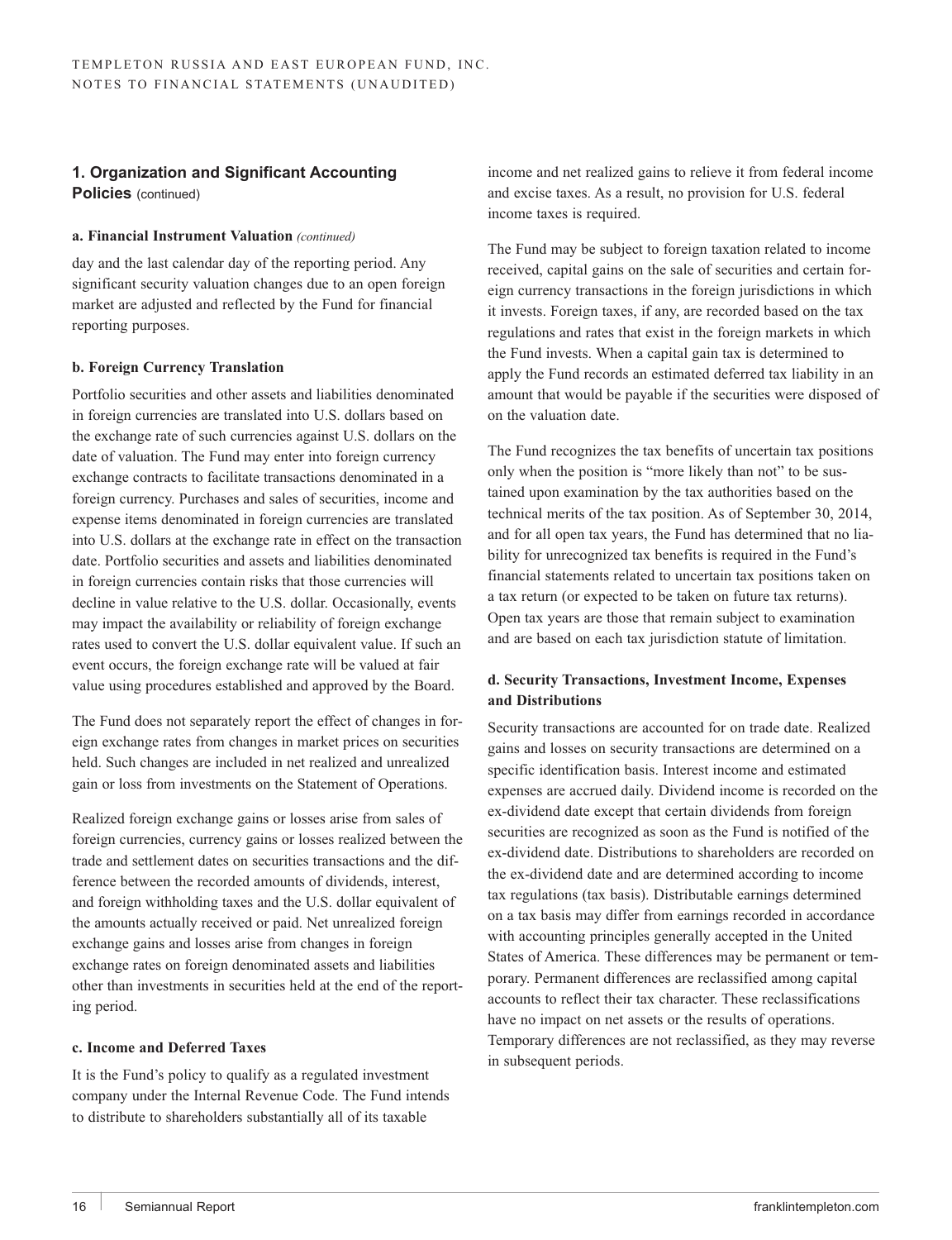## 1. Organization and Significant Accounting Policies (continued)

**a. Financial Instrument Valuation** *(continued)*

day and the last calendar day of the reporting period. Any significant security valuation changes due to an open foreign market are adjusted and reflected by the Fund for financial reporting purposes.

**b. Foreign Currency Translation**

Portfolio securities and other assets and liabilities denominated in foreign currencies are translated into U.S. dollars based on the exchange rate of such currencies against U.S. dollars on the date of valuation. The Fund may enter into foreign currency exchange contracts to facilitate transactions denominated in a foreign currency. Purchases and sales of securities, income and expense items denominated in foreign currencies are translated into U.S. dollars at the exchange rate in effect on the transaction date. Portfolio securities and assets and liabilities denominated in foreign currencies contain risks that those currencies will decline in value relative to the U.S. dollar. Occasionally, events may impact the availability or reliability of foreign exchange rates used to convert the U.S. dollar equivalent value. If such an event occurs, the foreign exchange rate will be valued at fair value using procedures established and approved by the Board.

The Fund does not separately report the effect of changes in foreign exchange rates from changes in market prices on securities held. Such changes are included in net realized and unrealized gain or loss from investments on the Statement of Operations.

Realized foreign exchange gains or losses arise from sales of foreign currencies, currency gains or losses realized between the trade and settlement dates on securities transactions and the difference between the recorded amounts of dividends, interest, and foreign withholding taxes and the U.S. dollar equivalent of the amounts actually received or paid. Net unrealized foreign exchange gains and losses arise from changes in foreign exchange rates on foreign denominated assets and liabilities other than investments in securities held at the end of the reporting period.

**c. Income and Deferred Taxes**

It is the Fund's policy to qualify as a regulated investment company under the Internal Revenue Code. The Fund intends to distribute to shareholders substantially all of its taxable income and net realized gains to relieve it from federal income and excise taxes. As a result, no provision for U.S. federal income taxes is required.

The Fund may be subject to foreign taxation related to income received, capital gains on the sale of securities and certain foreign currency transactions in the foreign jurisdictions in which it invests. Foreign taxes, if any, are recorded based on the tax regulations and rates that exist in the foreign markets in which the Fund invests. When a capital gain tax is determined to apply the Fund records an estimated deferred tax liability in an amount that would be payable if the securities were disposed of on the valuation date.

The Fund recognizes the tax benefits of uncertain tax positions only when the position is "more likely than not" to be sustained upon examination by the tax authorities based on the technical merits of the tax position. As of September 30, 2014, and for all open tax years, the Fund has determined that no liability for unrecognized tax benefits is required in the Fund's financial statements related to uncertain tax positions taken on a tax return (or expected to be taken on future tax returns). Open tax years are those that remain subject to examination and are based on each tax jurisdiction statute of limitation.

**d. Security Transactions, Investment Income, Expenses and Distributions**

Security transactions are accounted for on trade date. Realized gains and losses on security transactions are determined on a specific identification basis. Interest income and estimated expenses are accrued daily. Dividend income is recorded on the ex-dividend date except that certain dividends from foreign securities are recognized as soon as the Fund is notified of the ex-dividend date. Distributions to shareholders are recorded on the ex-dividend date and are determined according to income tax regulations (tax basis). Distributable earnings determined on a tax basis may differ from earnings recorded in accordance with accounting principles generally accepted in the United States of America. These differences may be permanent or temporary. Permanent differences are reclassified among capital accounts to reflect their tax character. These reclassifications have no impact on net assets or the results of operations. Temporary differences are not reclassified, as they may reverse in subsequent periods.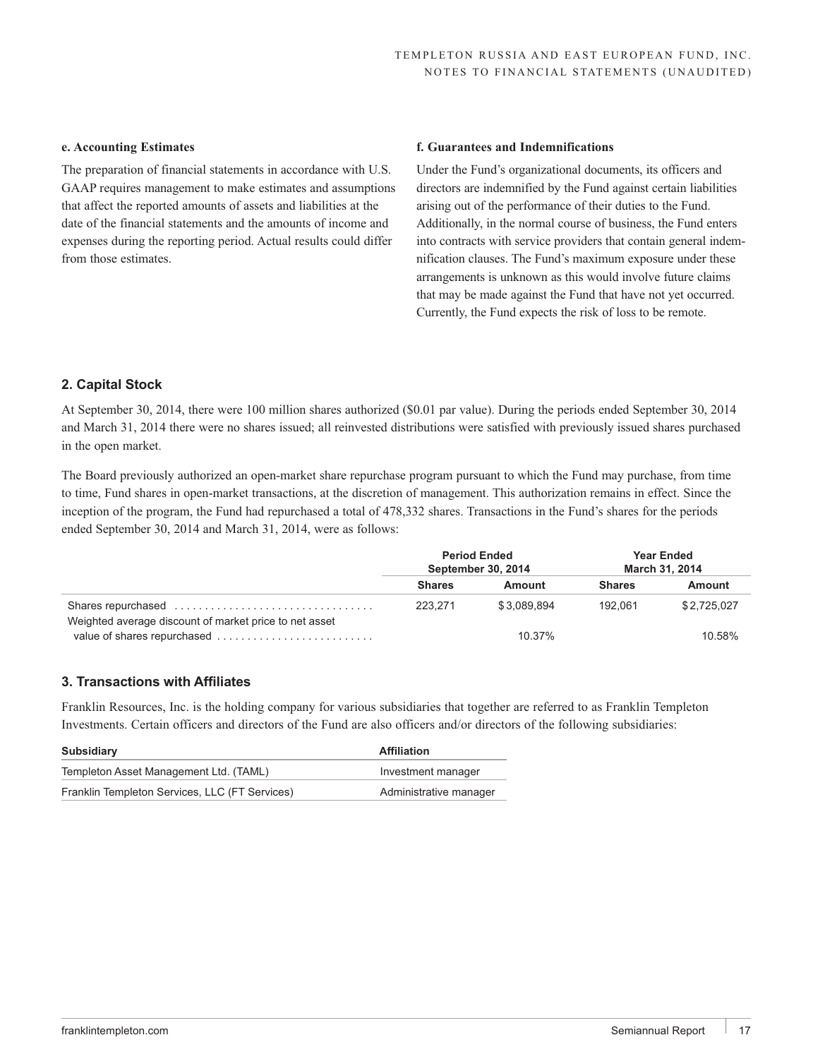#### e. Accounting Estimates

The preparation of financial statements in accordance with U.S. GAAP requires management to make estimates and assumptions that affect the reported amounts of assets and liabilities at the date of the financial statements and the amounts of income and expenses during the reporting period. Actual results could differ from those estimates.

#### f. Guarantees and Indemnifications

Under the Fund's organizational documents, its officers and directors are indemnified by the Fund against certain liabilities arising out of the performance of their duties to the Fund. Additionally, in the normal course of business, the Fund enters into contracts with service providers that contain general indemnification clauses. The Fund's maximum exposure under these arrangements is unknown as this would involve future claims that may be made against the Fund that have not yet occurred. Currently, the Fund expects the risk of loss to be remote.

## 2. Capital Stock

At September 30, 2014, there were 100 million shares authorized ($0.01 par value). During the periods ended September 30, 2014 and March 31, 2014 there were no shares issued; all reinvested distributions were satisfied with previously issued shares purchased in the open market.

The Board previously authorized an open-market share repurchase program pursuant to which the Fund may purchase, from time to time, Fund shares in open-market transactions, at the discretion of management. This authorization remains in effect. Since the inception of the program, the Fund had repurchased a total of 478,332 shares. Transactions in the Fund's shares for the periods ended September 30, 2014 and March 31, 2014, were as follows:

| | Period Ended September 30, 2014 | | Year Ended March 31, 2014 | |
|---|---|---|---|---|
| | Shares | Amount | Shares | Amount |
| Shares repurchased | 223,271 | $3,089,894 | 192,061 | $2,725,027 |
| Weighted average discount of market price to net asset value of shares repurchased | | 10.37% | | 10.58% |

## 3. Transactions with Affiliates

Franklin Resources, Inc. is the holding company for various subsidiaries that together are referred to as Franklin Templeton Investments. Certain officers and directors of the Fund are also officers and/or directors of the following subsidiaries:

| Subsidiary | Affiliation |
|---|---|
| Templeton Asset Management Ltd. (TAML) | Investment manager |
| Franklin Templeton Services, LLC (FT Services) | Administrative manager |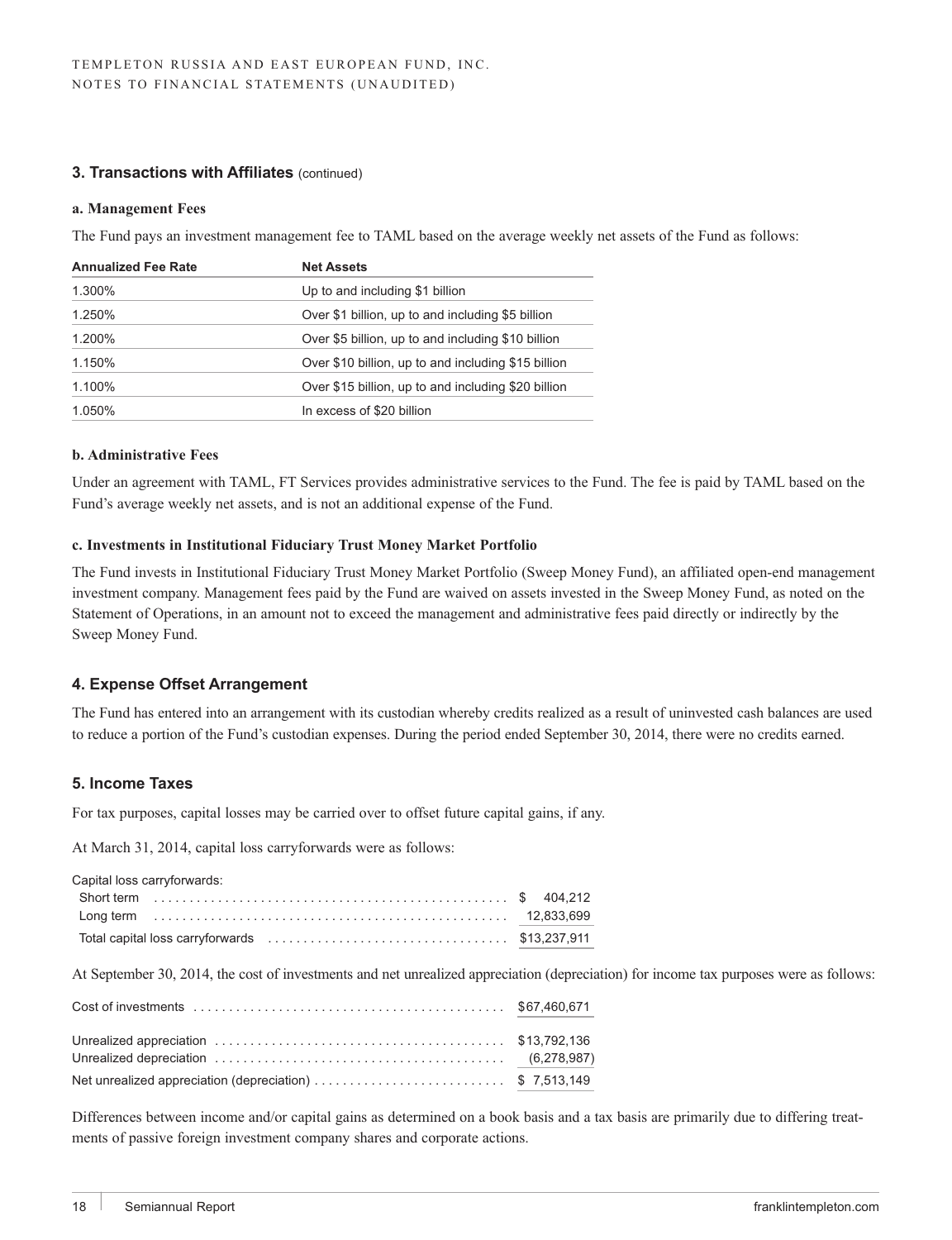### 3. Transactions with Affiliates (continued)

#### a. Management Fees

The Fund pays an investment management fee to TAML based on the average weekly net assets of the Fund as follows:

| Annualized Fee Rate | Net Assets |
|---|---|
| 1.300% | Up to and including $1 billion |
| 1.250% | Over $1 billion, up to and including $5 billion |
| 1.200% | Over $5 billion, up to and including $10 billion |
| 1.150% | Over $10 billion, up to and including $15 billion |
| 1.100% | Over $15 billion, up to and including $20 billion |
| 1.050% | In excess of $20 billion |

#### b. Administrative Fees

Under an agreement with TAML, FT Services provides administrative services to the Fund. The fee is paid by TAML based on the Fund's average weekly net assets, and is not an additional expense of the Fund.

#### c. Investments in Institutional Fiduciary Trust Money Market Portfolio

The Fund invests in Institutional Fiduciary Trust Money Market Portfolio (Sweep Money Fund), an affiliated open-end management investment company. Management fees paid by the Fund are waived on assets invested in the Sweep Money Fund, as noted on the Statement of Operations, in an amount not to exceed the management and administrative fees paid directly or indirectly by the Sweep Money Fund.

### 4. Expense Offset Arrangement

The Fund has entered into an arrangement with its custodian whereby credits realized as a result of uninvested cash balances are used to reduce a portion of the Fund's custodian expenses. During the period ended September 30, 2014, there were no credits earned.

### 5. Income Taxes

For tax purposes, capital losses may be carried over to offset future capital gains, if any.

At March 31, 2014, capital loss carryforwards were as follows:

| Capital loss carryforwards: | |
|---|---|
| Short term | $ 404,212 |
| Long term | 12,833,699 |
| Total capital loss carryforwards | $13,237,911 |

At September 30, 2014, the cost of investments and net unrealized appreciation (depreciation) for income tax purposes were as follows:

| | |
|---|---|
| Cost of investments | $67,460,671 |
| Unrealized appreciation | $13,792,136 |
| Unrealized depreciation | (6,278,987) |
| Net unrealized appreciation (depreciation) | $ 7,513,149 |

Differences between income and/or capital gains as determined on a book basis and a tax basis are primarily due to differing treatments of passive foreign investment company shares and corporate actions.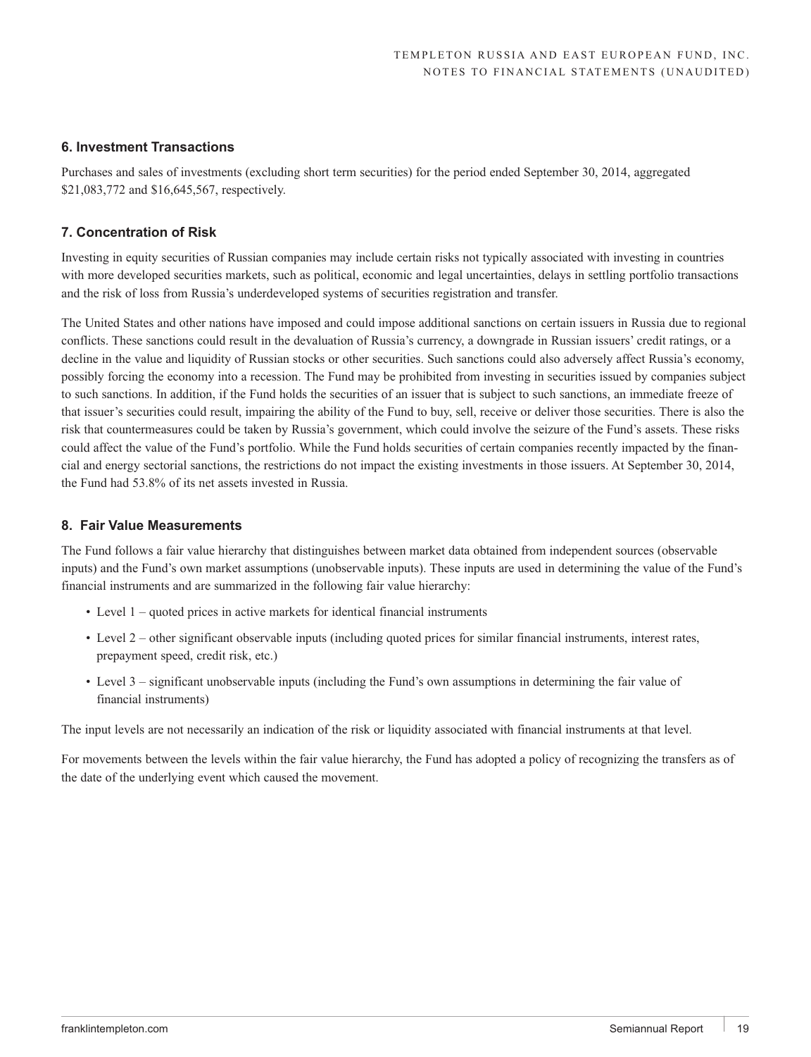### 6. Investment Transactions

Purchases and sales of investments (excluding short term securities) for the period ended September 30, 2014, aggregated $21,083,772 and $16,645,567, respectively.

### 7. Concentration of Risk

Investing in equity securities of Russian companies may include certain risks not typically associated with investing in countries with more developed securities markets, such as political, economic and legal uncertainties, delays in settling portfolio transactions and the risk of loss from Russia's underdeveloped systems of securities registration and transfer.

The United States and other nations have imposed and could impose additional sanctions on certain issuers in Russia due to regional conflicts. These sanctions could result in the devaluation of Russia's currency, a downgrade in Russian issuers' credit ratings, or a decline in the value and liquidity of Russian stocks or other securities. Such sanctions could also adversely affect Russia's economy, possibly forcing the economy into a recession. The Fund may be prohibited from investing in securities issued by companies subject to such sanctions. In addition, if the Fund holds the securities of an issuer that is subject to such sanctions, an immediate freeze of that issuer's securities could result, impairing the ability of the Fund to buy, sell, receive or deliver those securities. There is also the risk that countermeasures could be taken by Russia's government, which could involve the seizure of the Fund's assets. These risks could affect the value of the Fund's portfolio. While the Fund holds securities of certain companies recently impacted by the financial and energy sectorial sanctions, the restrictions do not impact the existing investments in those issuers. At September 30, 2014, the Fund had 53.8% of its net assets invested in Russia.

### 8. Fair Value Measurements

The Fund follows a fair value hierarchy that distinguishes between market data obtained from independent sources (observable inputs) and the Fund's own market assumptions (unobservable inputs). These inputs are used in determining the value of the Fund's financial instruments and are summarized in the following fair value hierarchy:

- Level 1 – quoted prices in active markets for identical financial instruments
- Level 2 – other significant observable inputs (including quoted prices for similar financial instruments, interest rates, prepayment speed, credit risk, etc.)
- Level 3 – significant unobservable inputs (including the Fund's own assumptions in determining the fair value of financial instruments)

The input levels are not necessarily an indication of the risk or liquidity associated with financial instruments at that level.

For movements between the levels within the fair value hierarchy, the Fund has adopted a policy of recognizing the transfers as of the date of the underlying event which caused the movement.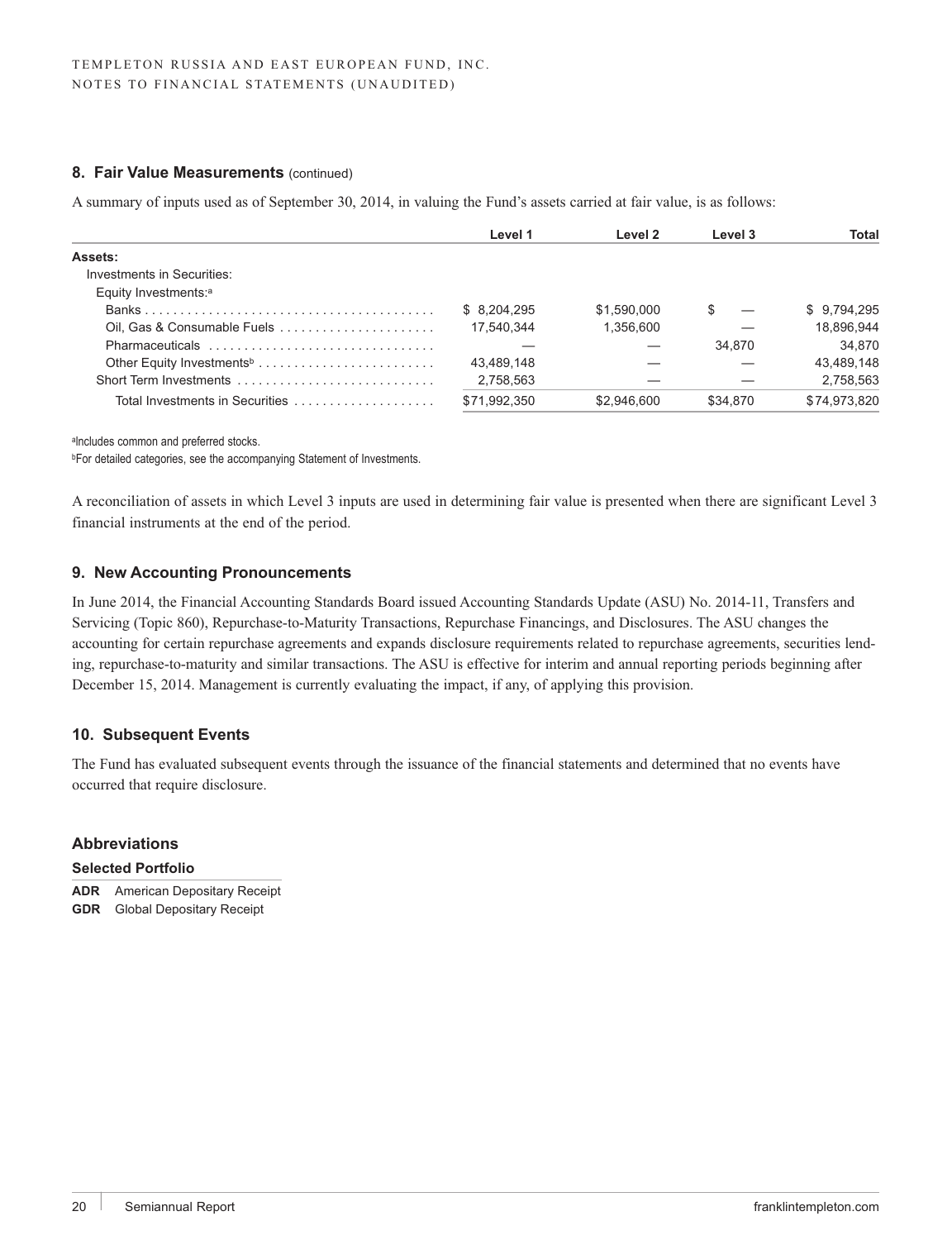### 8. Fair Value Measurements (continued)

A summary of inputs used as of September 30, 2014, in valuing the Fund's assets carried at fair value, is as follows:

| | Level 1 | Level 2 | Level 3 | Total |
|---|---|---|---|---|
| **Assets:** | | | | |
| Investments in Securities: | | | | |
| Equity Investments:[a] | | | | |
| Banks | $ 8,204,295 | $1,590,000 | $ — | $ 9,794,295 |
| Oil, Gas & Consumable Fuels | 17,540,344 | 1,356,600 | — | 18,896,944 |
| Pharmaceuticals | — | — | 34,870 | 34,870 |
| Other Equity Investments[b] | 43,489,148 | — | — | 43,489,148 |
| Short Term Investments | 2,758,563 | — | — | 2,758,563 |
| Total Investments in Securities | $71,992,350 | $2,946,600 | $34,870 | $74,973,820 |

[a]Includes common and preferred stocks.
[b]For detailed categories, see the accompanying Statement of Investments.

A reconciliation of assets in which Level 3 inputs are used in determining fair value is presented when there are significant Level 3 financial instruments at the end of the period.

### 9. New Accounting Pronouncements

In June 2014, the Financial Accounting Standards Board issued Accounting Standards Update (ASU) No. 2014-11, Transfers and Servicing (Topic 860), Repurchase-to-Maturity Transactions, Repurchase Financings, and Disclosures. The ASU changes the accounting for certain repurchase agreements and expands disclosure requirements related to repurchase agreements, securities lending, repurchase-to-maturity and similar transactions. The ASU is effective for interim and annual reporting periods beginning after December 15, 2014. Management is currently evaluating the impact, if any, of applying this provision.

### 10. Subsequent Events

The Fund has evaluated subsequent events through the issuance of the financial statements and determined that no events have occurred that require disclosure.

### Abbreviations

**Selected Portfolio**

**ADR** American Depositary Receipt
**GDR** Global Depositary Receipt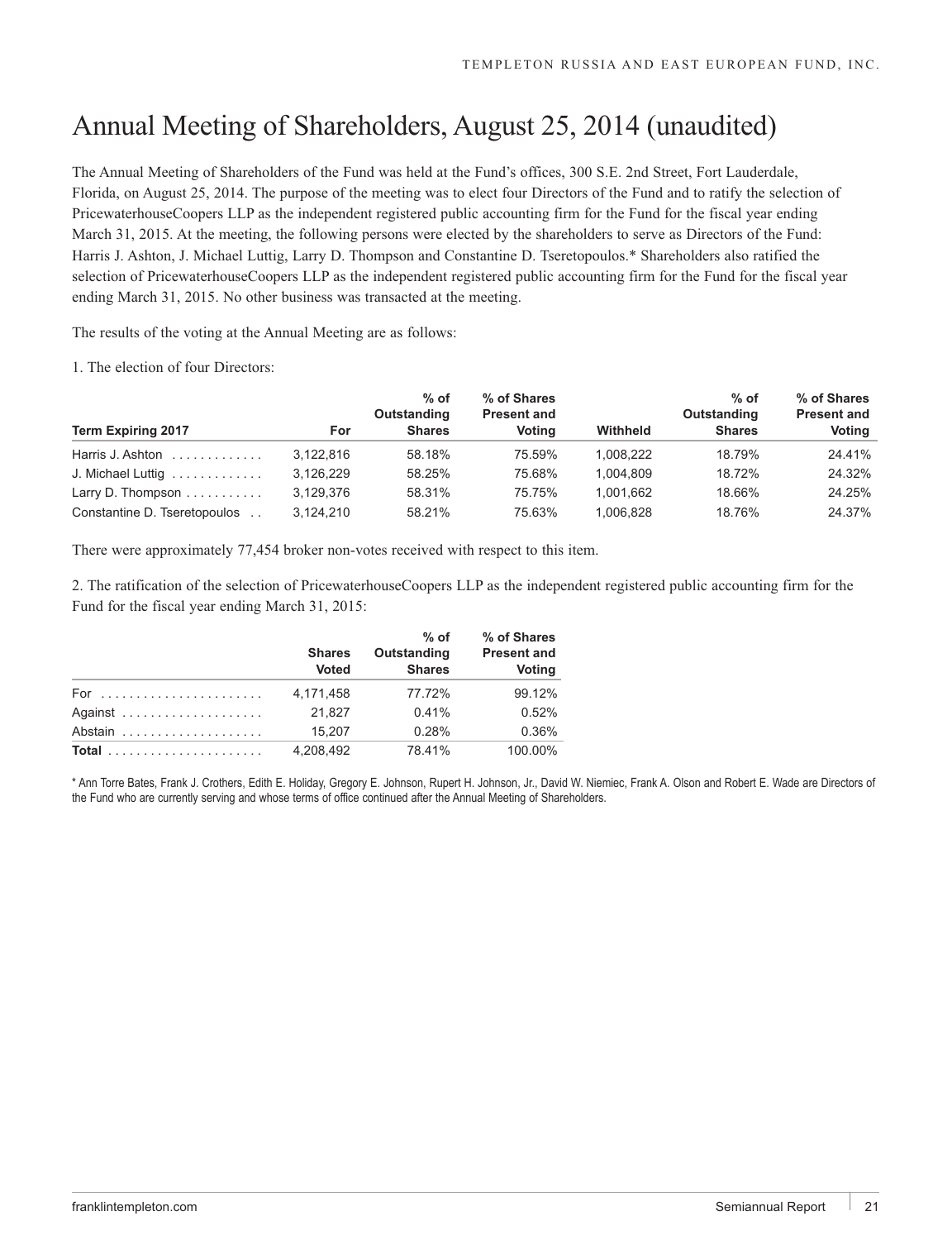# Annual Meeting of Shareholders, August 25, 2014 (unaudited)

The Annual Meeting of Shareholders of the Fund was held at the Fund's offices, 300 S.E. 2nd Street, Fort Lauderdale, Florida, on August 25, 2014. The purpose of the meeting was to elect four Directors of the Fund and to ratify the selection of PricewaterhouseCoopers LLP as the independent registered public accounting firm for the Fund for the fiscal year ending March 31, 2015. At the meeting, the following persons were elected by the shareholders to serve as Directors of the Fund: Harris J. Ashton, J. Michael Luttig, Larry D. Thompson and Constantine D. Tseretopoulos.* Shareholders also ratified the selection of PricewaterhouseCoopers LLP as the independent registered public accounting firm for the Fund for the fiscal year ending March 31, 2015. No other business was transacted at the meeting.

The results of the voting at the Annual Meeting are as follows:

1. The election of four Directors:

| Term Expiring 2017 | For | % of Outstanding Shares | % of Shares Present and Voting | Withheld | % of Outstanding Shares | % of Shares Present and Voting |
|---|---|---|---|---|---|---|
| Harris J. Ashton | 3,122,816 | 58.18% | 75.59% | 1,008,222 | 18.79% | 24.41% |
| J. Michael Luttig | 3,126,229 | 58.25% | 75.68% | 1,004,809 | 18.72% | 24.32% |
| Larry D. Thompson | 3,129,376 | 58.31% | 75.75% | 1,001,662 | 18.66% | 24.25% |
| Constantine D. Tseretopoulos | 3,124,210 | 58.21% | 75.63% | 1,006,828 | 18.76% | 24.37% |

There were approximately 77,454 broker non-votes received with respect to this item.

2. The ratification of the selection of PricewaterhouseCoopers LLP as the independent registered public accounting firm for the Fund for the fiscal year ending March 31, 2015:

| | Shares Voted | % of Outstanding Shares | % of Shares Present and Voting |
|---|---|---|---|
| For | 4,171,458 | 77.72% | 99.12% |
| Against | 21,827 | 0.41% | 0.52% |
| Abstain | 15,207 | 0.28% | 0.36% |
| **Total** | 4,208,492 | 78.41% | 100.00% |

* Ann Torre Bates, Frank J. Crothers, Edith E. Holiday, Gregory E. Johnson, Rupert H. Johnson, Jr., David W. Niemiec, Frank A. Olson and Robert E. Wade are Directors of the Fund who are currently serving and whose terms of office continued after the Annual Meeting of Shareholders.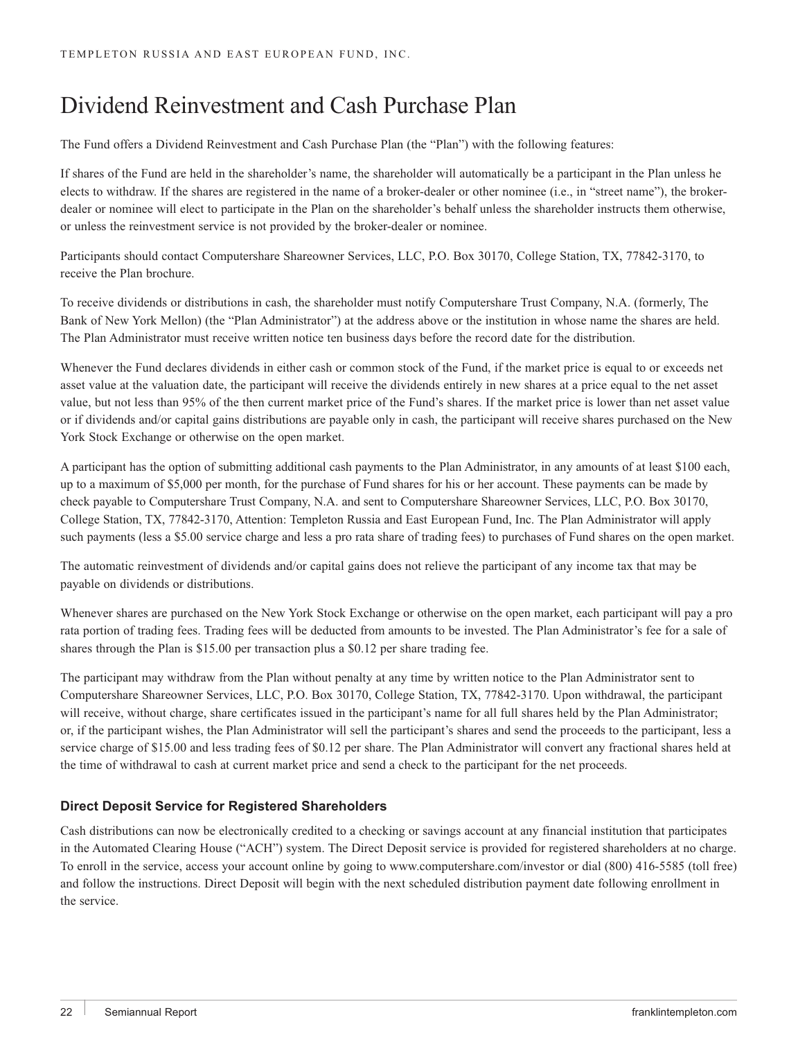# Dividend Reinvestment and Cash Purchase Plan

The Fund offers a Dividend Reinvestment and Cash Purchase Plan (the "Plan") with the following features:

If shares of the Fund are held in the shareholder's name, the shareholder will automatically be a participant in the Plan unless he elects to withdraw. If the shares are registered in the name of a broker-dealer or other nominee (i.e., in "street name"), the broker-dealer or nominee will elect to participate in the Plan on the shareholder's behalf unless the shareholder instructs them otherwise, or unless the reinvestment service is not provided by the broker-dealer or nominee.

Participants should contact Computershare Shareowner Services, LLC, P.O. Box 30170, College Station, TX, 77842-3170, to receive the Plan brochure.

To receive dividends or distributions in cash, the shareholder must notify Computershare Trust Company, N.A. (formerly, The Bank of New York Mellon) (the "Plan Administrator") at the address above or the institution in whose name the shares are held. The Plan Administrator must receive written notice ten business days before the record date for the distribution.

Whenever the Fund declares dividends in either cash or common stock of the Fund, if the market price is equal to or exceeds net asset value at the valuation date, the participant will receive the dividends entirely in new shares at a price equal to the net asset value, but not less than 95% of the then current market price of the Fund's shares. If the market price is lower than net asset value or if dividends and/or capital gains distributions are payable only in cash, the participant will receive shares purchased on the New York Stock Exchange or otherwise on the open market.

A participant has the option of submitting additional cash payments to the Plan Administrator, in any amounts of at least $100 each, up to a maximum of $5,000 per month, for the purchase of Fund shares for his or her account. These payments can be made by check payable to Computershare Trust Company, N.A. and sent to Computershare Shareowner Services, LLC, P.O. Box 30170, College Station, TX, 77842-3170, Attention: Templeton Russia and East European Fund, Inc. The Plan Administrator will apply such payments (less a $5.00 service charge and less a pro rata share of trading fees) to purchases of Fund shares on the open market.

The automatic reinvestment of dividends and/or capital gains does not relieve the participant of any income tax that may be payable on dividends or distributions.

Whenever shares are purchased on the New York Stock Exchange or otherwise on the open market, each participant will pay a pro rata portion of trading fees. Trading fees will be deducted from amounts to be invested. The Plan Administrator's fee for a sale of shares through the Plan is $15.00 per transaction plus a $0.12 per share trading fee.

The participant may withdraw from the Plan without penalty at any time by written notice to the Plan Administrator sent to Computershare Shareowner Services, LLC, P.O. Box 30170, College Station, TX, 77842-3170. Upon withdrawal, the participant will receive, without charge, share certificates issued in the participant's name for all full shares held by the Plan Administrator; or, if the participant wishes, the Plan Administrator will sell the participant's shares and send the proceeds to the participant, less a service charge of $15.00 and less trading fees of $0.12 per share. The Plan Administrator will convert any fractional shares held at the time of withdrawal to cash at current market price and send a check to the participant for the net proceeds.

### Direct Deposit Service for Registered Shareholders

Cash distributions can now be electronically credited to a checking or savings account at any financial institution that participates in the Automated Clearing House ("ACH") system. The Direct Deposit service is provided for registered shareholders at no charge. To enroll in the service, access your account online by going to www.computershare.com/investor or dial (800) 416-5585 (toll free) and follow the instructions. Direct Deposit will begin with the next scheduled distribution payment date following enrollment in the service.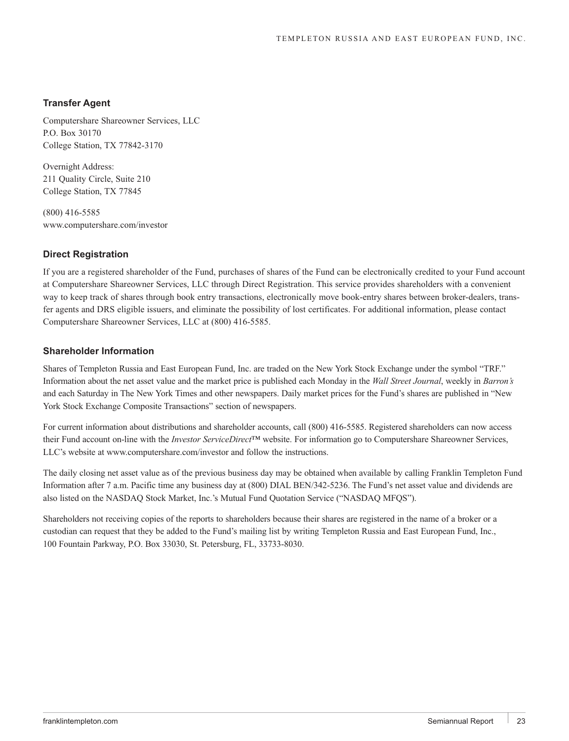### Transfer Agent

Computershare Shareowner Services, LLC
P.O. Box 30170
College Station, TX 77842-3170

Overnight Address:
211 Quality Circle, Suite 210
College Station, TX 77845

(800) 416-5585
www.computershare.com/investor

### Direct Registration

If you are a registered shareholder of the Fund, purchases of shares of the Fund can be electronically credited to your Fund account at Computershare Shareowner Services, LLC through Direct Registration. This service provides shareholders with a convenient way to keep track of shares through book entry transactions, electronically move book-entry shares between broker-dealers, transfer agents and DRS eligible issuers, and eliminate the possibility of lost certificates. For additional information, please contact Computershare Shareowner Services, LLC at (800) 416-5585.

### Shareholder Information

Shares of Templeton Russia and East European Fund, Inc. are traded on the New York Stock Exchange under the symbol "TRF." Information about the net asset value and the market price is published each Monday in the *Wall Street Journal*, weekly in *Barron's* and each Saturday in The New York Times and other newspapers. Daily market prices for the Fund's shares are published in "New York Stock Exchange Composite Transactions" section of newspapers.

For current information about distributions and shareholder accounts, call (800) 416-5585. Registered shareholders can now access their Fund account on-line with the *Investor ServiceDirect*™ website. For information go to Computershare Shareowner Services, LLC's website at www.computershare.com/investor and follow the instructions.

The daily closing net asset value as of the previous business day may be obtained when available by calling Franklin Templeton Fund Information after 7 a.m. Pacific time any business day at (800) DIAL BEN/342-5236. The Fund's net asset value and dividends are also listed on the NASDAQ Stock Market, Inc.'s Mutual Fund Quotation Service ("NASDAQ MFQS").

Shareholders not receiving copies of the reports to shareholders because their shares are registered in the name of a broker or a custodian can request that they be added to the Fund's mailing list by writing Templeton Russia and East European Fund, Inc., 100 Fountain Parkway, P.O. Box 33030, St. Petersburg, FL, 33733-8030.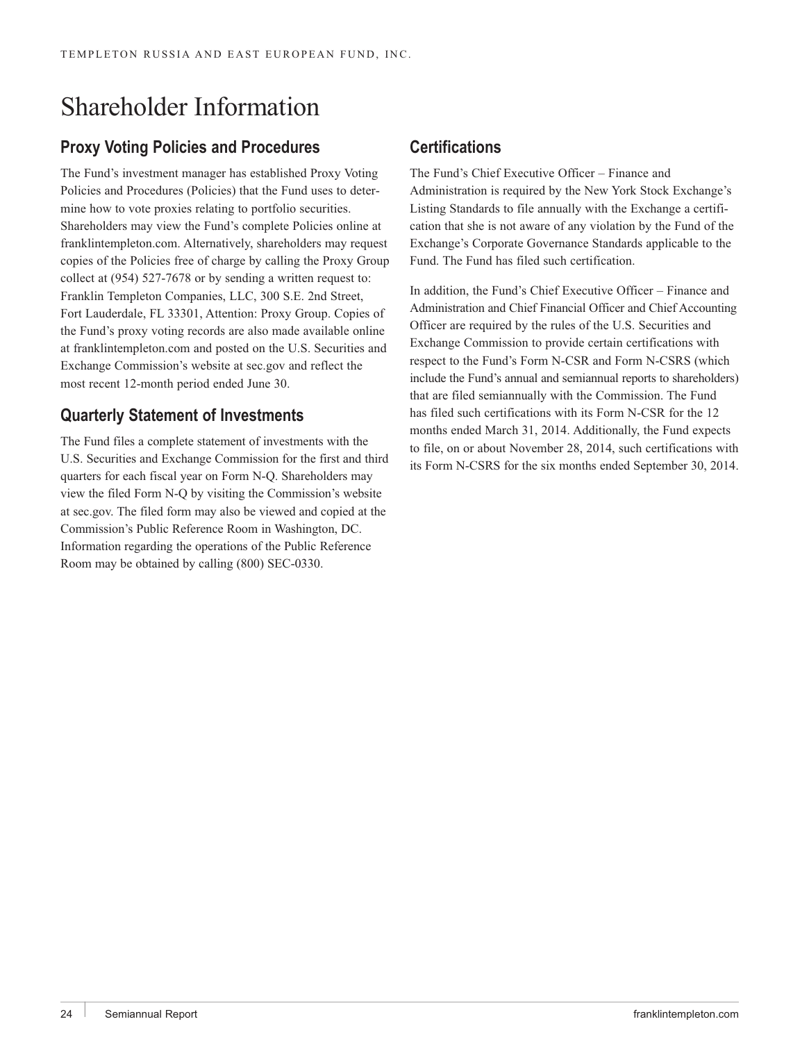# Shareholder Information

## Proxy Voting Policies and Procedures

The Fund's investment manager has established Proxy Voting Policies and Procedures (Policies) that the Fund uses to determine how to vote proxies relating to portfolio securities. Shareholders may view the Fund's complete Policies online at franklintempleton.com. Alternatively, shareholders may request copies of the Policies free of charge by calling the Proxy Group collect at (954) 527-7678 or by sending a written request to: Franklin Templeton Companies, LLC, 300 S.E. 2nd Street, Fort Lauderdale, FL 33301, Attention: Proxy Group. Copies of the Fund's proxy voting records are also made available online at franklintempleton.com and posted on the U.S. Securities and Exchange Commission's website at sec.gov and reflect the most recent 12-month period ended June 30.

## Quarterly Statement of Investments

The Fund files a complete statement of investments with the U.S. Securities and Exchange Commission for the first and third quarters for each fiscal year on Form N-Q. Shareholders may view the filed Form N-Q by visiting the Commission's website at sec.gov. The filed form may also be viewed and copied at the Commission's Public Reference Room in Washington, DC. Information regarding the operations of the Public Reference Room may be obtained by calling (800) SEC-0330.

## Certifications

The Fund's Chief Executive Officer – Finance and Administration is required by the New York Stock Exchange's Listing Standards to file annually with the Exchange a certification that she is not aware of any violation by the Fund of the Exchange's Corporate Governance Standards applicable to the Fund. The Fund has filed such certification.

In addition, the Fund's Chief Executive Officer – Finance and Administration and Chief Financial Officer and Chief Accounting Officer are required by the rules of the U.S. Securities and Exchange Commission to provide certain certifications with respect to the Fund's Form N-CSR and Form N-CSRS (which include the Fund's annual and semiannual reports to shareholders) that are filed semiannually with the Commission. The Fund has filed such certifications with its Form N-CSR for the 12 months ended March 31, 2014. Additionally, the Fund expects to file, on or about November 28, 2014, such certifications with its Form N-CSRS for the six months ended September 30, 2014.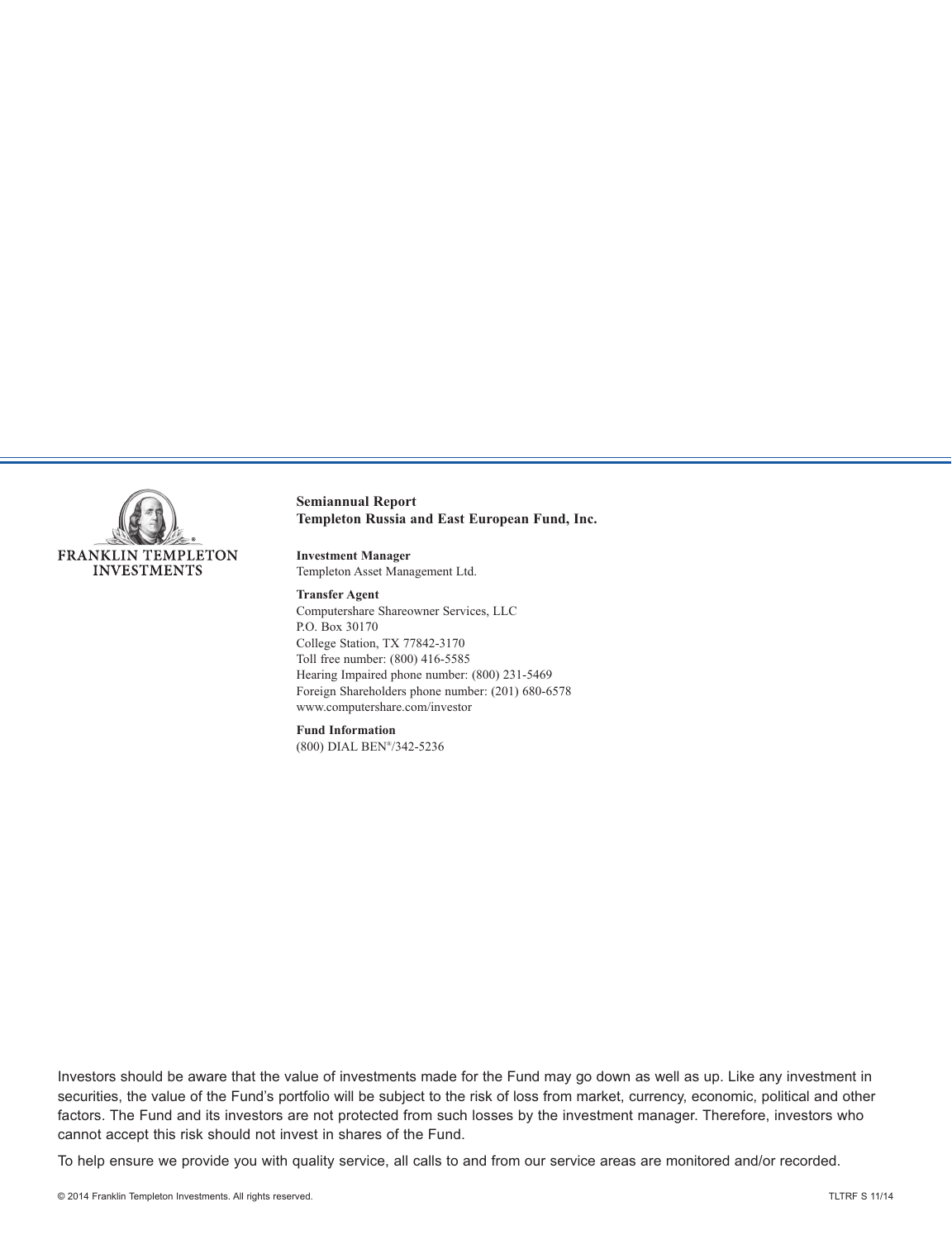FRANKLIN TEMPLETON INVESTMENTS

**Semiannual Report**
**Templeton Russia and East European Fund, Inc.**

**Investment Manager**
Templeton Asset Management Ltd.

**Transfer Agent**
Computershare Shareowner Services, LLC
P.O. Box 30170
College Station, TX 77842-3170
Toll free number: (800) 416-5585
Hearing Impaired phone number: (800) 231-5469
Foreign Shareholders phone number: (201) 680-6578
www.computershare.com/investor

**Fund Information**
(800) DIAL BEN®/342-5236

Investors should be aware that the value of investments made for the Fund may go down as well as up. Like any investment in securities, the value of the Fund's portfolio will be subject to the risk of loss from market, currency, economic, political and other factors. The Fund and its investors are not protected from such losses by the investment manager. Therefore, investors who cannot accept this risk should not invest in shares of the Fund.

To help ensure we provide you with quality service, all calls to and from our service areas are monitored and/or recorded.

© 2014 Franklin Templeton Investments. All rights reserved.

TLTRF S 11/14